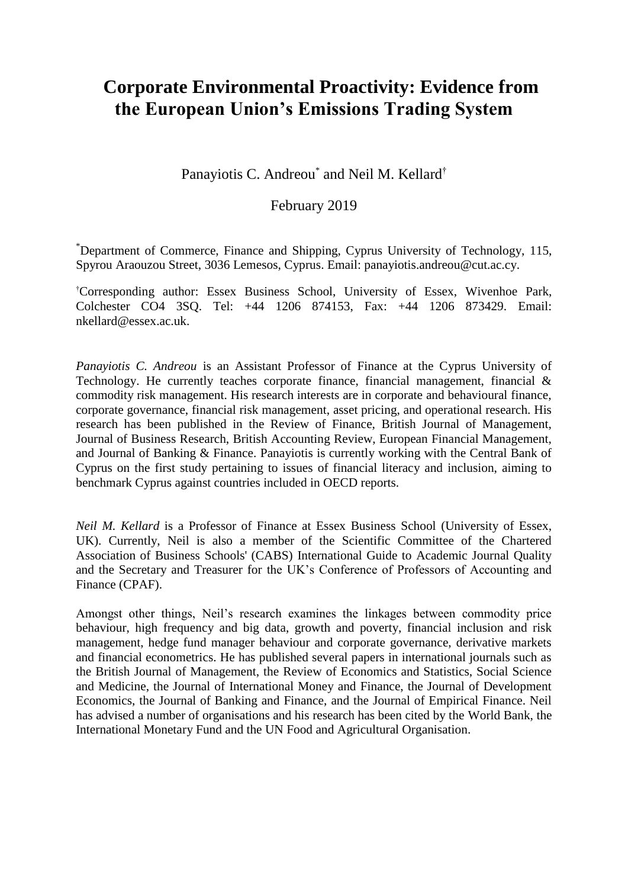# Corporate Environmental Proactivity: Evidence from the European Union's Emissions Trading System

Panayiotis C. Andreou[*] and Neil M. Kellard[†]

February 2019

[*]Department of Commerce, Finance and Shipping, Cyprus University of Technology, 115, Spyrou Araouzou Street, 3036 Lemesos, Cyprus. Email: panayiotis.andreou@cut.ac.cy.

[†]Corresponding author: Essex Business School, University of Essex, Wivenhoe Park, Colchester CO4 3SQ. Tel: +44 1206 874153, Fax: +44 1206 873429. Email: nkellard@essex.ac.uk.

*Panayiotis C. Andreou* is an Assistant Professor of Finance at the Cyprus University of Technology. He currently teaches corporate finance, financial management, financial & commodity risk management. His research interests are in corporate and behavioural finance, corporate governance, financial risk management, asset pricing, and operational research. His research has been published in the Review of Finance, British Journal of Management, Journal of Business Research, British Accounting Review, European Financial Management, and Journal of Banking & Finance. Panayiotis is currently working with the Central Bank of Cyprus on the first study pertaining to issues of financial literacy and inclusion, aiming to benchmark Cyprus against countries included in OECD reports.

*Neil M. Kellard* is a Professor of Finance at Essex Business School (University of Essex, UK). Currently, Neil is also a member of the Scientific Committee of the Chartered Association of Business Schools' (CABS) International Guide to Academic Journal Quality and the Secretary and Treasurer for the UK's Conference of Professors of Accounting and Finance (CPAF).

Amongst other things, Neil's research examines the linkages between commodity price behaviour, high frequency and big data, growth and poverty, financial inclusion and risk management, hedge fund manager behaviour and corporate governance, derivative markets and financial econometrics. He has published several papers in international journals such as the British Journal of Management, the Review of Economics and Statistics, Social Science and Medicine, the Journal of International Money and Finance, the Journal of Development Economics, the Journal of Banking and Finance, and the Journal of Empirical Finance. Neil has advised a number of organisations and his research has been cited by the World Bank, the International Monetary Fund and the UN Food and Agricultural Organisation.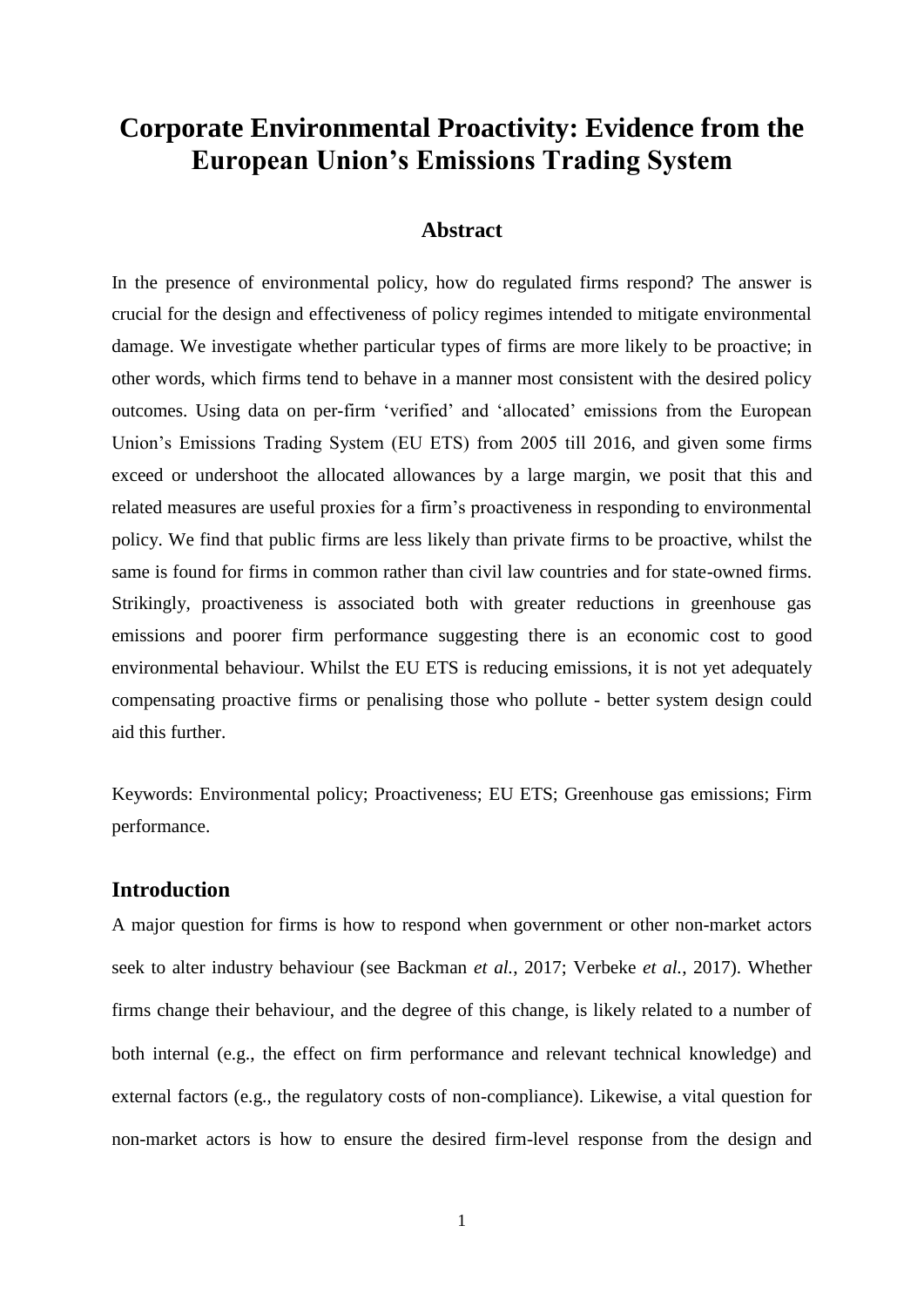# Corporate Environmental Proactivity: Evidence from the European Union's Emissions Trading System

## Abstract

In the presence of environmental policy, how do regulated firms respond? The answer is crucial for the design and effectiveness of policy regimes intended to mitigate environmental damage. We investigate whether particular types of firms are more likely to be proactive; in other words, which firms tend to behave in a manner most consistent with the desired policy outcomes. Using data on per-firm 'verified' and 'allocated' emissions from the European Union's Emissions Trading System (EU ETS) from 2005 till 2016, and given some firms exceed or undershoot the allocated allowances by a large margin, we posit that this and related measures are useful proxies for a firm's proactiveness in responding to environmental policy. We find that public firms are less likely than private firms to be proactive, whilst the same is found for firms in common rather than civil law countries and for state-owned firms. Strikingly, proactiveness is associated both with greater reductions in greenhouse gas emissions and poorer firm performance suggesting there is an economic cost to good environmental behaviour. Whilst the EU ETS is reducing emissions, it is not yet adequately compensating proactive firms or penalising those who pollute - better system design could aid this further.

Keywords: Environmental policy; Proactiveness; EU ETS; Greenhouse gas emissions; Firm performance.

## Introduction

A major question for firms is how to respond when government or other non-market actors seek to alter industry behaviour (see Backman *et al.*, 2017; Verbeke *et al.*, 2017). Whether firms change their behaviour, and the degree of this change, is likely related to a number of both internal (e.g., the effect on firm performance and relevant technical knowledge) and external factors (e.g., the regulatory costs of non-compliance). Likewise, a vital question for non-market actors is how to ensure the desired firm-level response from the design and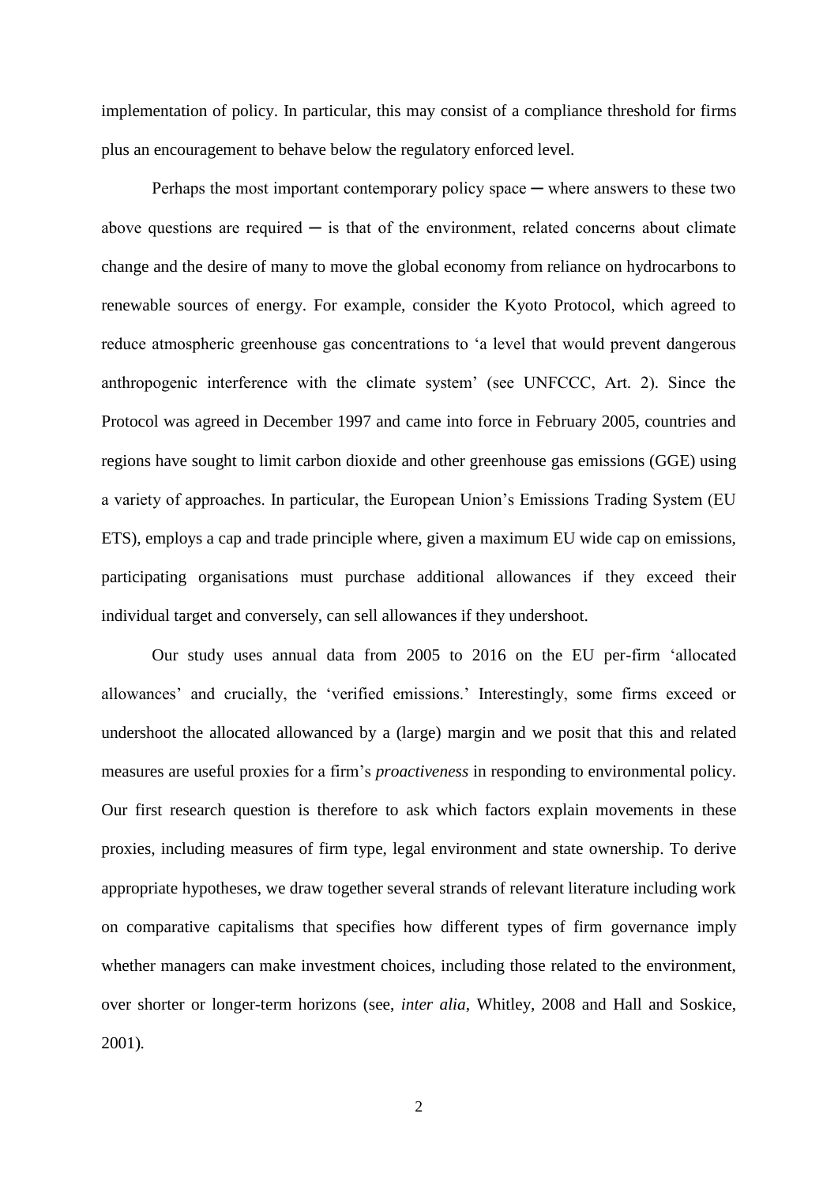implementation of policy. In particular, this may consist of a compliance threshold for firms plus an encouragement to behave below the regulatory enforced level.

Perhaps the most important contemporary policy space ─ where answers to these two above questions are required ─ is that of the environment, related concerns about climate change and the desire of many to move the global economy from reliance on hydrocarbons to renewable sources of energy. For example, consider the Kyoto Protocol, which agreed to reduce atmospheric greenhouse gas concentrations to 'a level that would prevent dangerous anthropogenic interference with the climate system' (see UNFCCC, Art. 2). Since the Protocol was agreed in December 1997 and came into force in February 2005, countries and regions have sought to limit carbon dioxide and other greenhouse gas emissions (GGE) using a variety of approaches. In particular, the European Union's Emissions Trading System (EU ETS), employs a cap and trade principle where, given a maximum EU wide cap on emissions, participating organisations must purchase additional allowances if they exceed their individual target and conversely, can sell allowances if they undershoot.

Our study uses annual data from 2005 to 2016 on the EU per-firm 'allocated allowances' and crucially, the 'verified emissions.' Interestingly, some firms exceed or undershoot the allocated allowanced by a (large) margin and we posit that this and related measures are useful proxies for a firm's *proactiveness* in responding to environmental policy. Our first research question is therefore to ask which factors explain movements in these proxies, including measures of firm type, legal environment and state ownership. To derive appropriate hypotheses, we draw together several strands of relevant literature including work on comparative capitalisms that specifies how different types of firm governance imply whether managers can make investment choices, including those related to the environment, over shorter or longer-term horizons (see, *inter alia*, Whitley, 2008 and Hall and Soskice, 2001).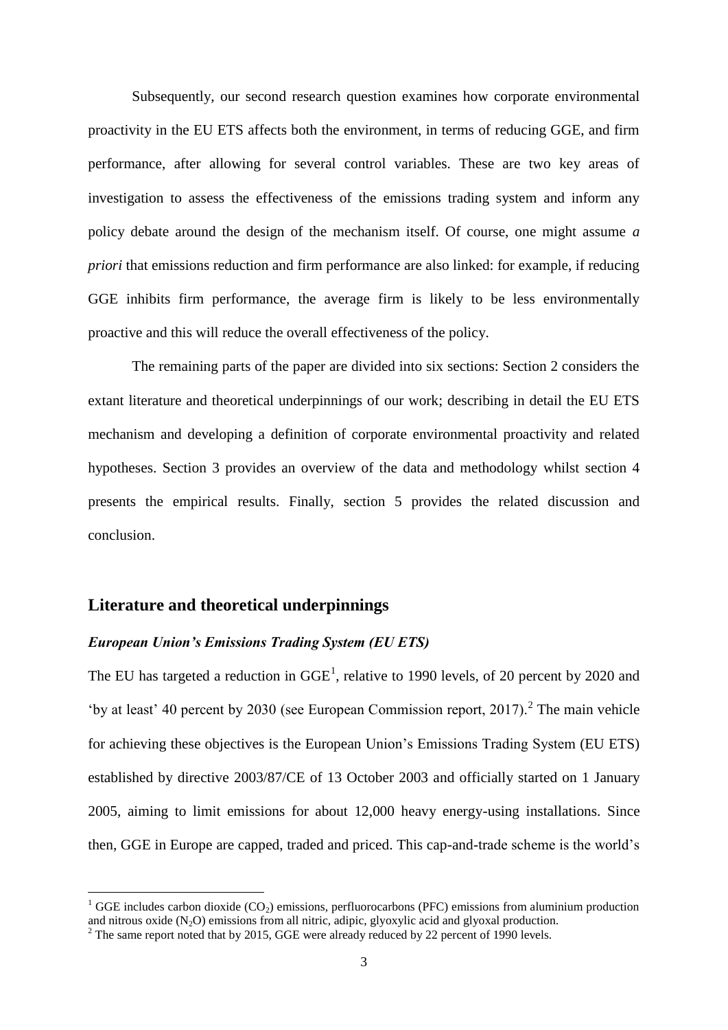Subsequently, our second research question examines how corporate environmental proactivity in the EU ETS affects both the environment, in terms of reducing GGE, and firm performance, after allowing for several control variables. These are two key areas of investigation to assess the effectiveness of the emissions trading system and inform any policy debate around the design of the mechanism itself. Of course, one might assume *a priori* that emissions reduction and firm performance are also linked: for example, if reducing GGE inhibits firm performance, the average firm is likely to be less environmentally proactive and this will reduce the overall effectiveness of the policy.

The remaining parts of the paper are divided into six sections: Section 2 considers the extant literature and theoretical underpinnings of our work; describing in detail the EU ETS mechanism and developing a definition of corporate environmental proactivity and related hypotheses. Section 3 provides an overview of the data and methodology whilst section 4 presents the empirical results. Finally, section 5 provides the related discussion and conclusion.

## Literature and theoretical underpinnings

### *European Union's Emissions Trading System (EU ETS)*

The EU has targeted a reduction in GGE[1], relative to 1990 levels, of 20 percent by 2020 and 'by at least' 40 percent by 2030 (see European Commission report, 2017).[2] The main vehicle for achieving these objectives is the European Union's Emissions Trading System (EU ETS) established by directive 2003/87/CE of 13 October 2003 and officially started on 1 January 2005, aiming to limit emissions for about 12,000 heavy energy-using installations. Since then, GGE in Europe are capped, traded and priced. This cap-and-trade scheme is the world's

[1] GGE includes carbon dioxide ($CO_2$) emissions, perfluorocarbons (PFC) emissions from aluminium production and nitrous oxide ($N_2O$) emissions from all nitric, adipic, glyoxylic acid and glyoxal production.

[2] The same report noted that by 2015, GGE were already reduced by 22 percent of 1990 levels.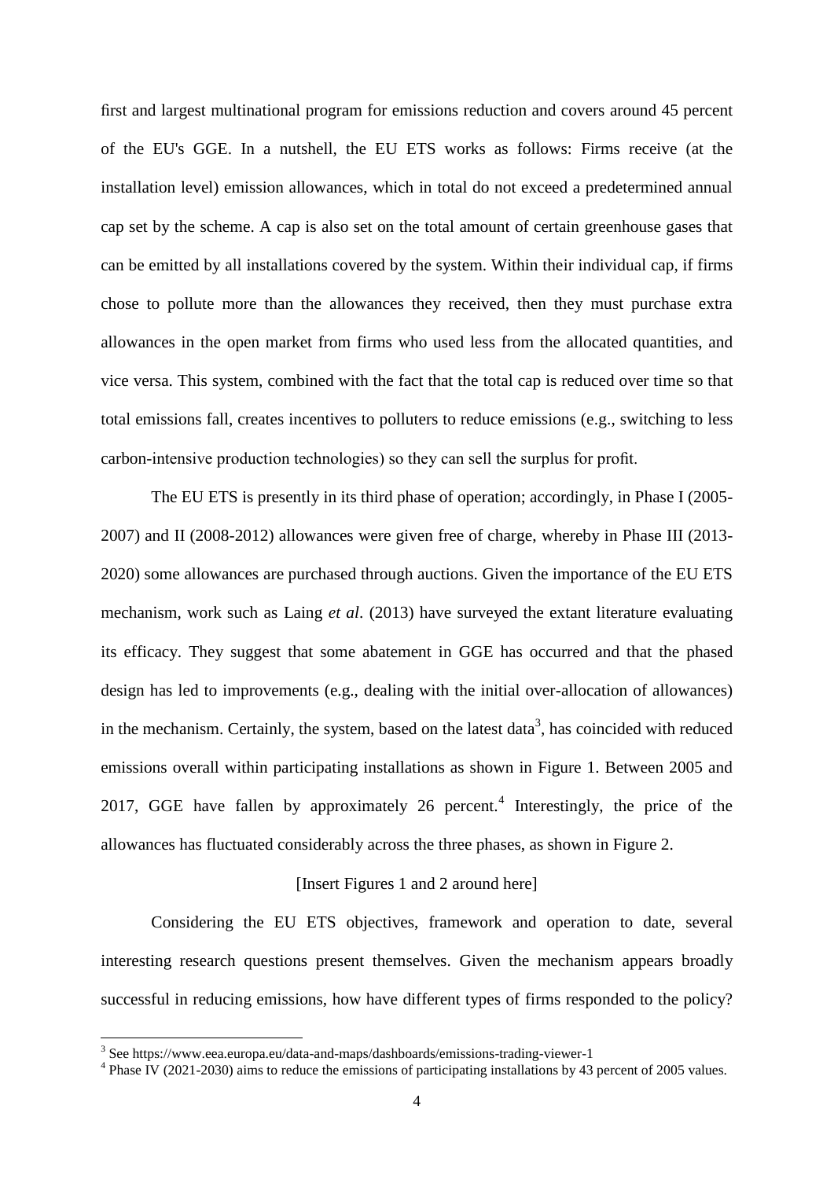first and largest multinational program for emissions reduction and covers around 45 percent of the EU's GGE. In a nutshell, the EU ETS works as follows: Firms receive (at the installation level) emission allowances, which in total do not exceed a predetermined annual cap set by the scheme. A cap is also set on the total amount of certain greenhouse gases that can be emitted by all installations covered by the system. Within their individual cap, if firms chose to pollute more than the allowances they received, then they must purchase extra allowances in the open market from firms who used less from the allocated quantities, and vice versa. This system, combined with the fact that the total cap is reduced over time so that total emissions fall, creates incentives to polluters to reduce emissions (e.g., switching to less carbon-intensive production technologies) so they can sell the surplus for profit.

The EU ETS is presently in its third phase of operation; accordingly, in Phase I (2005-2007) and II (2008-2012) allowances were given free of charge, whereby in Phase III (2013-2020) some allowances are purchased through auctions. Given the importance of the EU ETS mechanism, work such as Laing *et al*. (2013) have surveyed the extant literature evaluating its efficacy. They suggest that some abatement in GGE has occurred and that the phased design has led to improvements (e.g., dealing with the initial over-allocation of allowances) in the mechanism. Certainly, the system, based on the latest data[3], has coincided with reduced emissions overall within participating installations as shown in Figure 1. Between 2005 and 2017, GGE have fallen by approximately 26 percent.[4] Interestingly, the price of the allowances has fluctuated considerably across the three phases, as shown in Figure 2.

[Insert Figures 1 and 2 around here]

Considering the EU ETS objectives, framework and operation to date, several interesting research questions present themselves. Given the mechanism appears broadly successful in reducing emissions, how have different types of firms responded to the policy?

[3] See https://www.eea.europa.eu/data-and-maps/dashboards/emissions-trading-viewer-1

[4] Phase IV (2021-2030) aims to reduce the emissions of participating installations by 43 percent of 2005 values.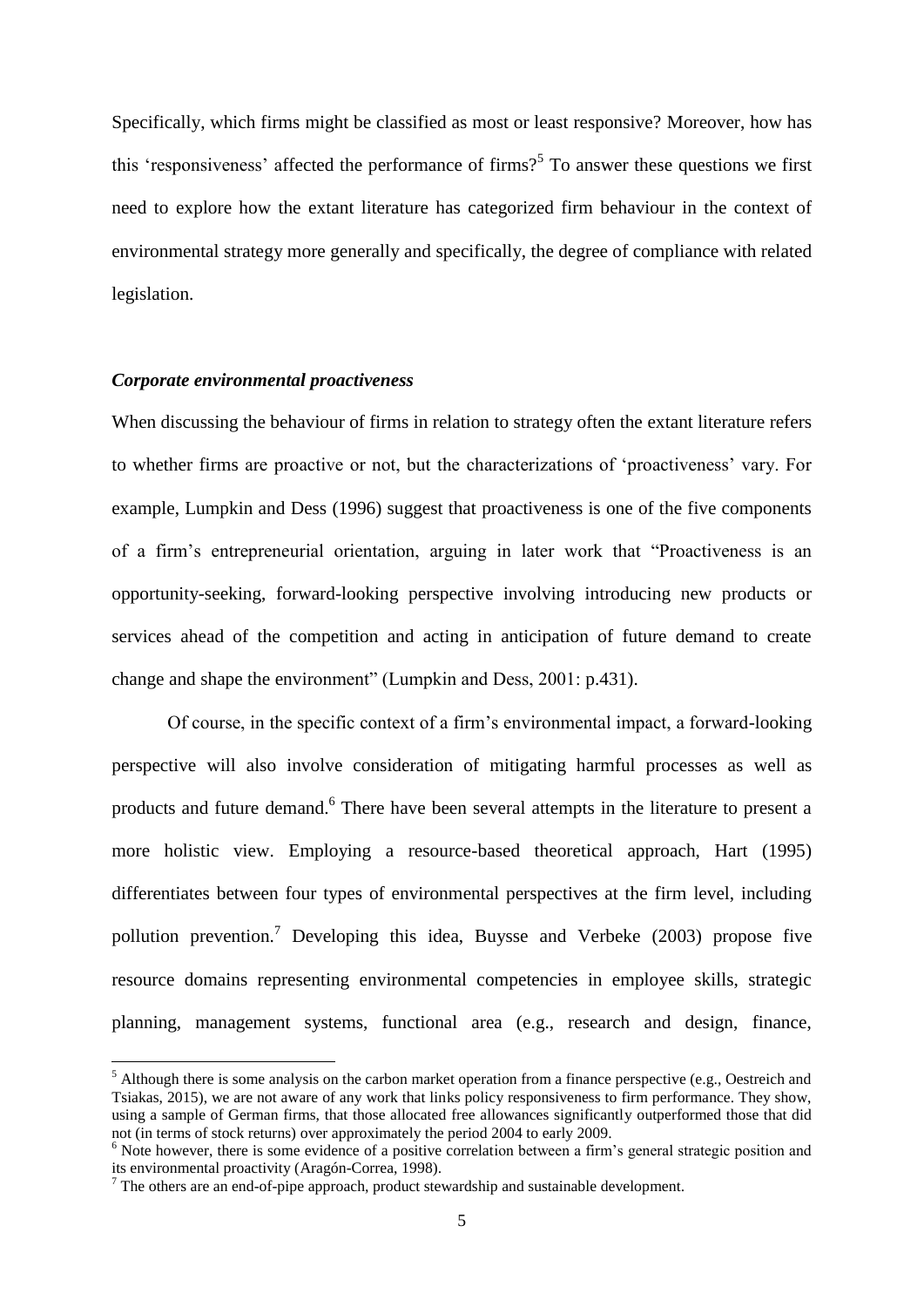Specifically, which firms might be classified as most or least responsive? Moreover, how has this 'responsiveness' affected the performance of firms?[5] To answer these questions we first need to explore how the extant literature has categorized firm behaviour in the context of environmental strategy more generally and specifically, the degree of compliance with related legislation.

### *Corporate environmental proactiveness*

When discussing the behaviour of firms in relation to strategy often the extant literature refers to whether firms are proactive or not, but the characterizations of 'proactiveness' vary. For example, Lumpkin and Dess (1996) suggest that proactiveness is one of the five components of a firm's entrepreneurial orientation, arguing in later work that "Proactiveness is an opportunity-seeking, forward-looking perspective involving introducing new products or services ahead of the competition and acting in anticipation of future demand to create change and shape the environment" (Lumpkin and Dess, 2001: p.431).

Of course, in the specific context of a firm's environmental impact, a forward-looking perspective will also involve consideration of mitigating harmful processes as well as products and future demand.[6] There have been several attempts in the literature to present a more holistic view. Employing a resource-based theoretical approach, Hart (1995) differentiates between four types of environmental perspectives at the firm level, including pollution prevention.[7] Developing this idea, Buysse and Verbeke (2003) propose five resource domains representing environmental competencies in employee skills, strategic planning, management systems, functional area (e.g., research and design, finance,

---

[5] Although there is some analysis on the carbon market operation from a finance perspective (e.g., Oestreich and Tsiakas, 2015), we are not aware of any work that links policy responsiveness to firm performance. They show, using a sample of German firms, that those allocated free allowances significantly outperformed those that did not (in terms of stock returns) over approximately the period 2004 to early 2009.

[6] Note however, there is some evidence of a positive correlation between a firm's general strategic position and its environmental proactivity (Aragón-Correa, 1998).

[7] The others are an end-of-pipe approach, product stewardship and sustainable development.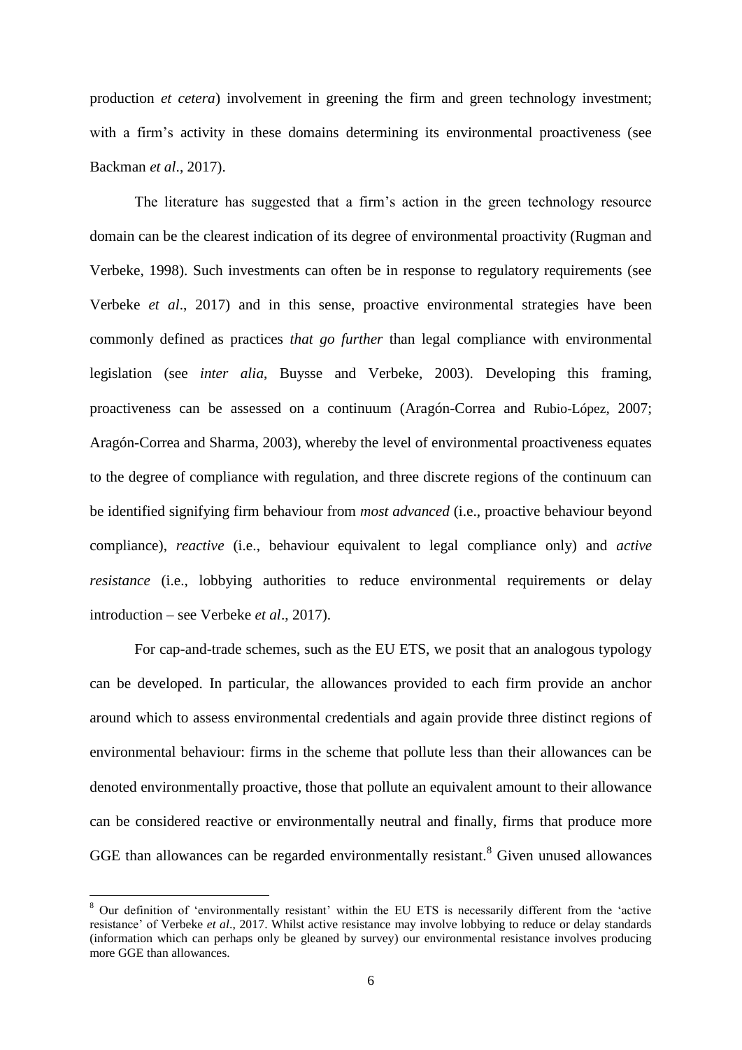production *et cetera*) involvement in greening the firm and green technology investment; with a firm's activity in these domains determining its environmental proactiveness (see Backman *et al*., 2017).

The literature has suggested that a firm's action in the green technology resource domain can be the clearest indication of its degree of environmental proactivity (Rugman and Verbeke, 1998). Such investments can often be in response to regulatory requirements (see Verbeke *et al*., 2017) and in this sense, proactive environmental strategies have been commonly defined as practices *that go further* than legal compliance with environmental legislation (see *inter alia*, Buysse and Verbeke, 2003). Developing this framing, proactiveness can be assessed on a continuum (Aragón-Correa and Rubio-López, 2007; Aragón-Correa and Sharma, 2003), whereby the level of environmental proactiveness equates to the degree of compliance with regulation, and three discrete regions of the continuum can be identified signifying firm behaviour from *most advanced* (i.e., proactive behaviour beyond compliance), *reactive* (i.e., behaviour equivalent to legal compliance only) and *active resistance* (i.e., lobbying authorities to reduce environmental requirements or delay introduction – see Verbeke *et al*., 2017).

For cap-and-trade schemes, such as the EU ETS, we posit that an analogous typology can be developed. In particular, the allowances provided to each firm provide an anchor around which to assess environmental credentials and again provide three distinct regions of environmental behaviour: firms in the scheme that pollute less than their allowances can be denoted environmentally proactive, those that pollute an equivalent amount to their allowance can be considered reactive or environmentally neutral and finally, firms that produce more GGE than allowances can be regarded environmentally resistant.[8] Given unused allowances

[8] Our definition of 'environmentally resistant' within the EU ETS is necessarily different from the 'active resistance' of Verbeke *et al*., 2017. Whilst active resistance may involve lobbying to reduce or delay standards (information which can perhaps only be gleaned by survey) our environmental resistance involves producing more GGE than allowances.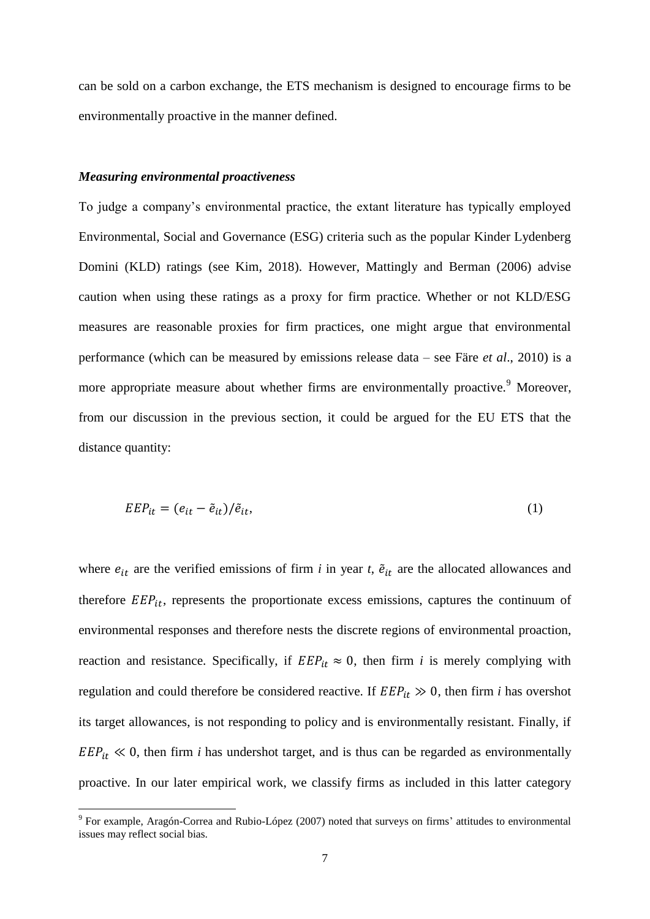can be sold on a carbon exchange, the ETS mechanism is designed to encourage firms to be environmentally proactive in the manner defined.

***Measuring environmental proactiveness***

To judge a company's environmental practice, the extant literature has typically employed Environmental, Social and Governance (ESG) criteria such as the popular Kinder Lydenberg Domini (KLD) ratings (see Kim, 2018). However, Mattingly and Berman (2006) advise caution when using these ratings as a proxy for firm practice. Whether or not KLD/ESG measures are reasonable proxies for firm practices, one might argue that environmental performance (which can be measured by emissions release data – see Färe *et al*., 2010) is a more appropriate measure about whether firms are environmentally proactive.[9] Moreover, from our discussion in the previous section, it could be argued for the EU ETS that the distance quantity:

$$EEP_{it} = (e_{it} - \tilde{e}_{it})/\tilde{e}_{it}, \tag{1}$$

where $e_{it}$ are the verified emissions of firm *i* in year *t*, $\tilde{e}_{it}$ are the allocated allowances and therefore $EEP_{it}$, represents the proportionate excess emissions, captures the continuum of environmental responses and therefore nests the discrete regions of environmental proaction, reaction and resistance. Specifically, if $EEP_{it} \approx 0$, then firm *i* is merely complying with regulation and could therefore be considered reactive. If $EEP_{it} \gg 0$, then firm *i* has overshot its target allowances, is not responding to policy and is environmentally resistant. Finally, if $EEP_{it} \ll 0$, then firm *i* has undershot target, and is thus can be regarded as environmentally proactive. In our later empirical work, we classify firms as included in this latter category

[9] For example, Aragón-Correa and Rubio-López (2007) noted that surveys on firms' attitudes to environmental issues may reflect social bias.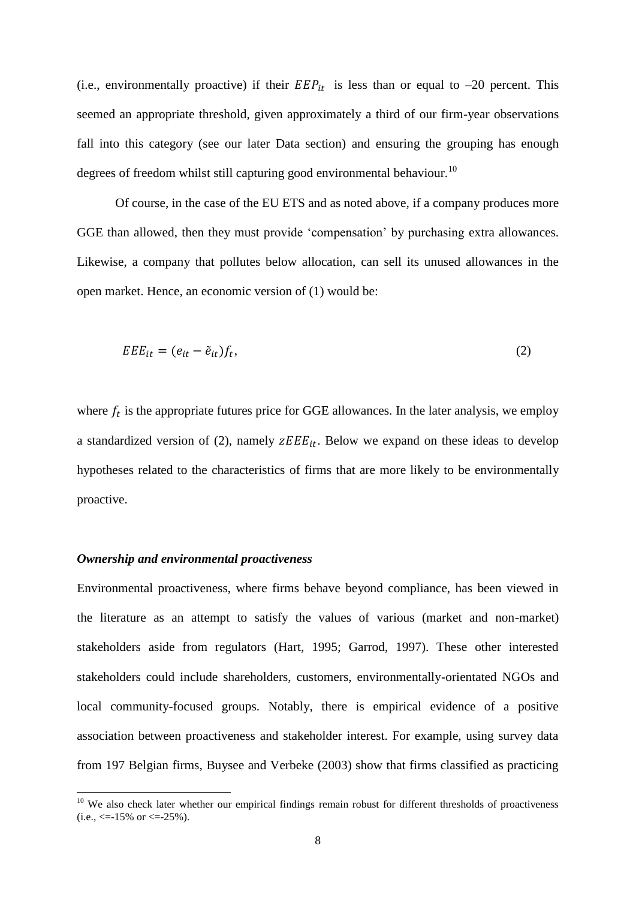(i.e., environmentally proactive) if their $EEP_{it}$ is less than or equal to –20 percent. This seemed an appropriate threshold, given approximately a third of our firm-year observations fall into this category (see our later Data section) and ensuring the grouping has enough degrees of freedom whilst still capturing good environmental behaviour.[10]

Of course, in the case of the EU ETS and as noted above, if a company produces more GGE than allowed, then they must provide 'compensation' by purchasing extra allowances. Likewise, a company that pollutes below allocation, can sell its unused allowances in the open market. Hence, an economic version of (1) would be:

$$EEE_{it} = (e_{it} - \tilde{e}_{it})f_t, \tag{2}$$

where $f_t$ is the appropriate futures price for GGE allowances. In the later analysis, we employ a standardized version of (2), namely $zEEE_{it}$. Below we expand on these ideas to develop hypotheses related to the characteristics of firms that are more likely to be environmentally proactive.

### *Ownership and environmental proactiveness*

Environmental proactiveness, where firms behave beyond compliance, has been viewed in the literature as an attempt to satisfy the values of various (market and non-market) stakeholders aside from regulators (Hart, 1995; Garrod, 1997). These other interested stakeholders could include shareholders, customers, environmentally-orientated NGOs and local community-focused groups. Notably, there is empirical evidence of a positive association between proactiveness and stakeholder interest. For example, using survey data from 197 Belgian firms, Buysee and Verbeke (2003) show that firms classified as practicing

[10] We also check later whether our empirical findings remain robust for different thresholds of proactiveness (i.e., <=-15% or <=-25%).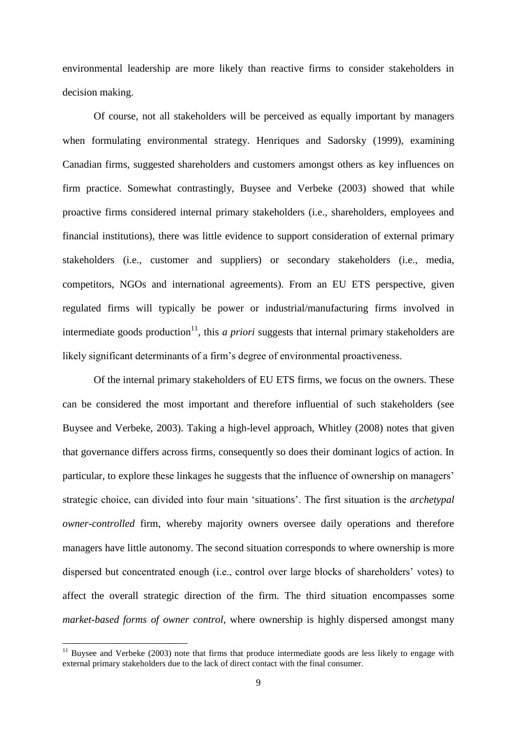environmental leadership are more likely than reactive firms to consider stakeholders in decision making.

Of course, not all stakeholders will be perceived as equally important by managers when formulating environmental strategy. Henriques and Sadorsky (1999), examining Canadian firms, suggested shareholders and customers amongst others as key influences on firm practice. Somewhat contrastingly, Buysee and Verbeke (2003) showed that while proactive firms considered internal primary stakeholders (i.e., shareholders, employees and financial institutions), there was little evidence to support consideration of external primary stakeholders (i.e., customer and suppliers) or secondary stakeholders (i.e., media, competitors, NGOs and international agreements). From an EU ETS perspective, given regulated firms will typically be power or industrial/manufacturing firms involved in intermediate goods production[11], this *a priori* suggests that internal primary stakeholders are likely significant determinants of a firm's degree of environmental proactiveness.

Of the internal primary stakeholders of EU ETS firms, we focus on the owners. These can be considered the most important and therefore influential of such stakeholders (see Buysee and Verbeke, 2003). Taking a high-level approach, Whitley (2008) notes that given that governance differs across firms, consequently so does their dominant logics of action. In particular, to explore these linkages he suggests that the influence of ownership on managers' strategic choice, can divided into four main 'situations'. The first situation is the *archetypal owner-controlled* firm, whereby majority owners oversee daily operations and therefore managers have little autonomy. The second situation corresponds to where ownership is more dispersed but concentrated enough (i.e., control over large blocks of shareholders' votes) to affect the overall strategic direction of the firm. The third situation encompasses some *market-based forms of owner control*, where ownership is highly dispersed amongst many

[11] Buysee and Verbeke (2003) note that firms that produce intermediate goods are less likely to engage with external primary stakeholders due to the lack of direct contact with the final consumer.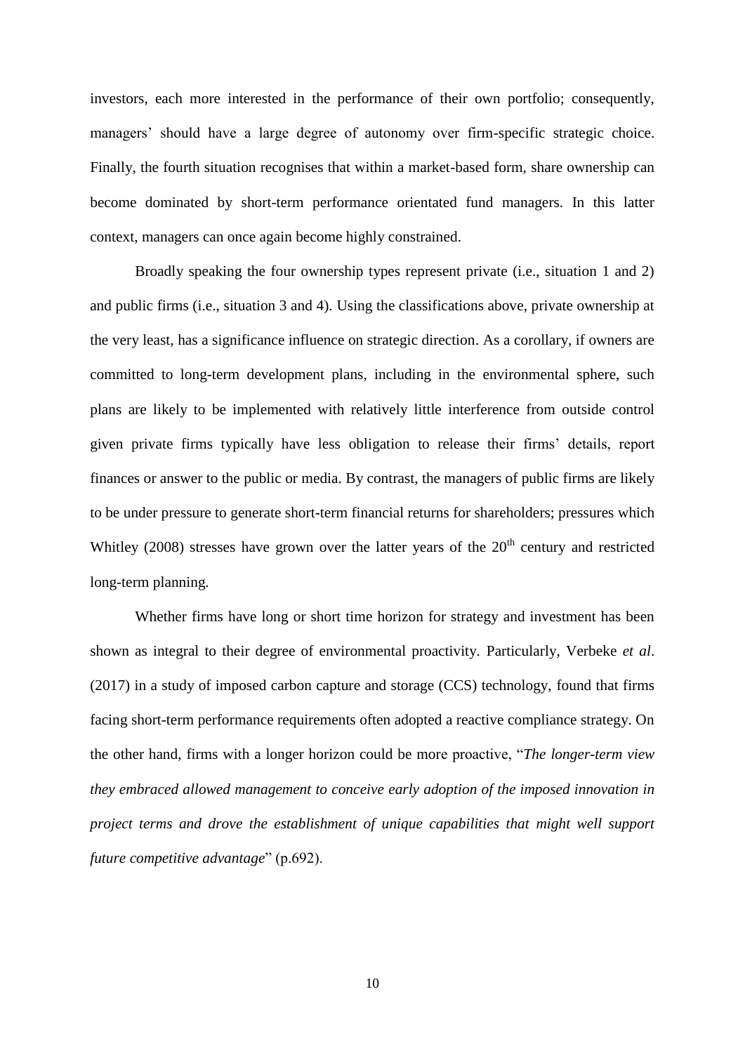investors, each more interested in the performance of their own portfolio; consequently, managers' should have a large degree of autonomy over firm-specific strategic choice. Finally, the fourth situation recognises that within a market-based form, share ownership can become dominated by short-term performance orientated fund managers. In this latter context, managers can once again become highly constrained.

Broadly speaking the four ownership types represent private (i.e., situation 1 and 2) and public firms (i.e., situation 3 and 4). Using the classifications above, private ownership at the very least, has a significance influence on strategic direction. As a corollary, if owners are committed to long-term development plans, including in the environmental sphere, such plans are likely to be implemented with relatively little interference from outside control given private firms typically have less obligation to release their firms' details, report finances or answer to the public or media. By contrast, the managers of public firms are likely to be under pressure to generate short-term financial returns for shareholders; pressures which Whitley (2008) stresses have grown over the latter years of the 20th century and restricted long-term planning.

Whether firms have long or short time horizon for strategy and investment has been shown as integral to their degree of environmental proactivity. Particularly, Verbeke *et al*. (2017) in a study of imposed carbon capture and storage (CCS) technology, found that firms facing short-term performance requirements often adopted a reactive compliance strategy. On the other hand, firms with a longer horizon could be more proactive, "*The longer-term view they embraced allowed management to conceive early adoption of the imposed innovation in project terms and drove the establishment of unique capabilities that might well support future competitive advantage*" (p.692).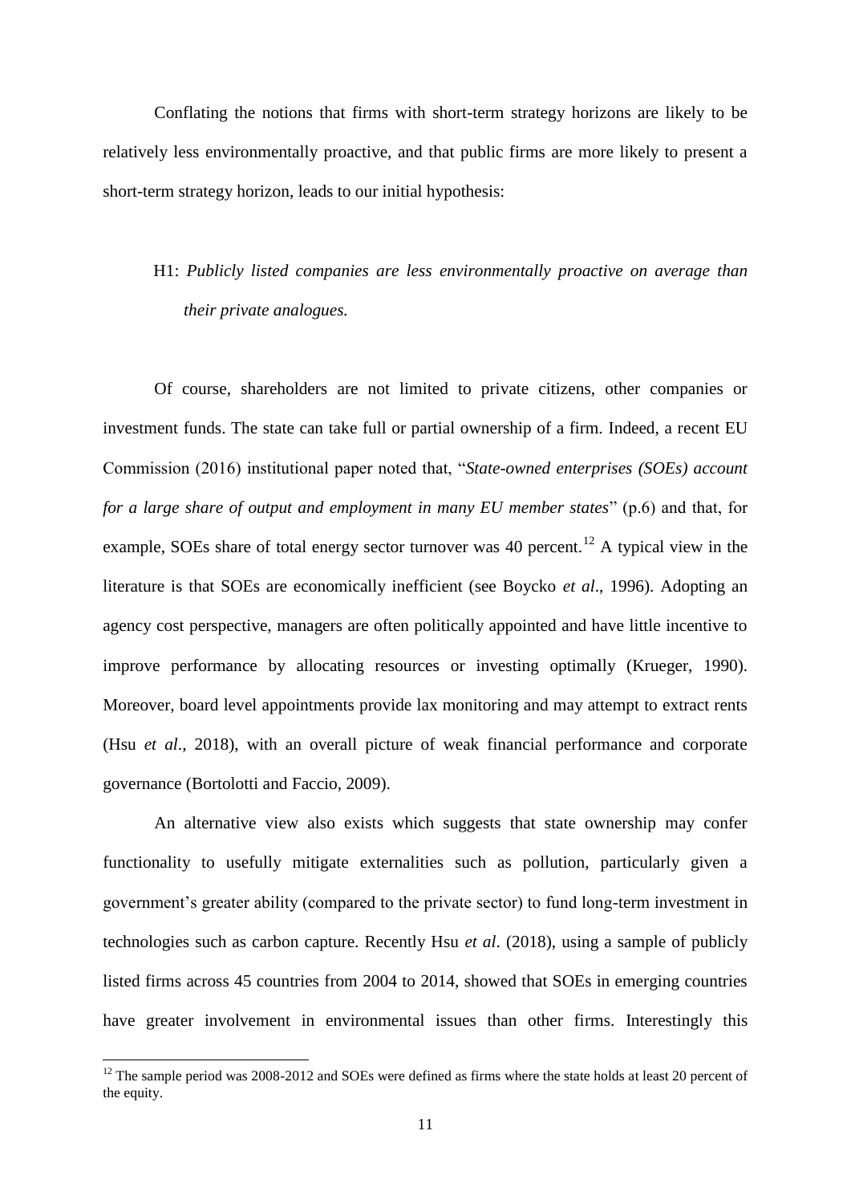Conflating the notions that firms with short-term strategy horizons are likely to be relatively less environmentally proactive, and that public firms are more likely to present a short-term strategy horizon, leads to our initial hypothesis:

> H1: *Publicly listed companies are less environmentally proactive on average than their private analogues.*

Of course, shareholders are not limited to private citizens, other companies or investment funds. The state can take full or partial ownership of a firm. Indeed, a recent EU Commission (2016) institutional paper noted that, "*State-owned enterprises (SOEs) account for a large share of output and employment in many EU member states*" (p.6) and that, for example, SOEs share of total energy sector turnover was 40 percent.[12] A typical view in the literature is that SOEs are economically inefficient (see Boycko *et al*., 1996). Adopting an agency cost perspective, managers are often politically appointed and have little incentive to improve performance by allocating resources or investing optimally (Krueger, 1990). Moreover, board level appointments provide lax monitoring and may attempt to extract rents (Hsu *et al*., 2018), with an overall picture of weak financial performance and corporate governance (Bortolotti and Faccio, 2009).

An alternative view also exists which suggests that state ownership may confer functionality to usefully mitigate externalities such as pollution, particularly given a government's greater ability (compared to the private sector) to fund long-term investment in technologies such as carbon capture. Recently Hsu *et al*. (2018), using a sample of publicly listed firms across 45 countries from 2004 to 2014, showed that SOEs in emerging countries have greater involvement in environmental issues than other firms. Interestingly this

[12] The sample period was 2008-2012 and SOEs were defined as firms where the state holds at least 20 percent of the equity.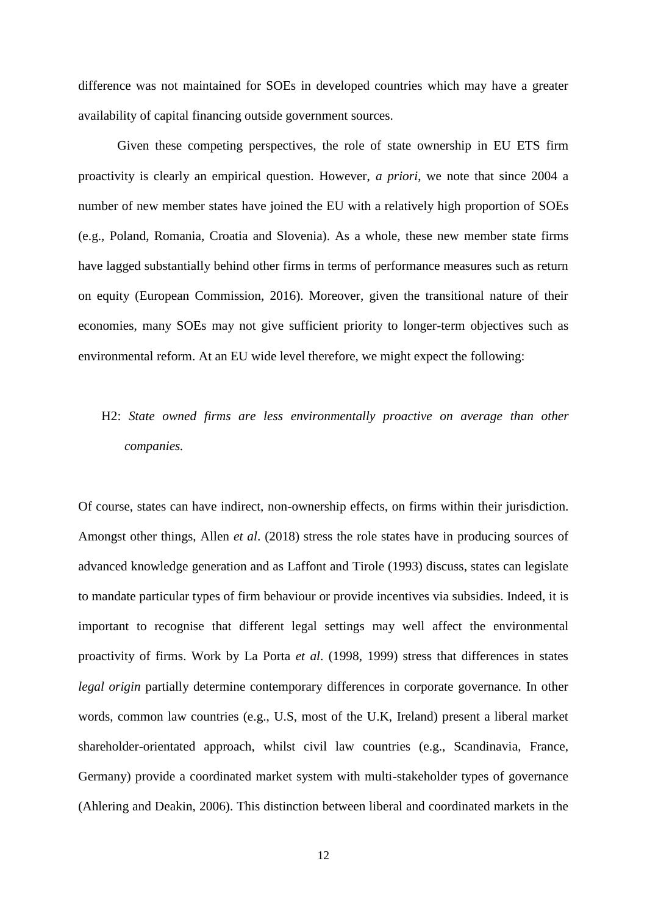difference was not maintained for SOEs in developed countries which may have a greater availability of capital financing outside government sources.

Given these competing perspectives, the role of state ownership in EU ETS firm proactivity is clearly an empirical question. However, *a priori*, we note that since 2004 a number of new member states have joined the EU with a relatively high proportion of SOEs (e.g., Poland, Romania, Croatia and Slovenia). As a whole, these new member state firms have lagged substantially behind other firms in terms of performance measures such as return on equity (European Commission, 2016). Moreover, given the transitional nature of their economies, many SOEs may not give sufficient priority to longer-term objectives such as environmental reform. At an EU wide level therefore, we might expect the following:

H2: *State owned firms are less environmentally proactive on average than other companies.*

Of course, states can have indirect, non-ownership effects, on firms within their jurisdiction. Amongst other things, Allen *et al*. (2018) stress the role states have in producing sources of advanced knowledge generation and as Laffont and Tirole (1993) discuss, states can legislate to mandate particular types of firm behaviour or provide incentives via subsidies. Indeed, it is important to recognise that different legal settings may well affect the environmental proactivity of firms. Work by La Porta *et al*. (1998, 1999) stress that differences in states *legal origin* partially determine contemporary differences in corporate governance. In other words, common law countries (e.g., U.S, most of the U.K, Ireland) present a liberal market shareholder-orientated approach, whilst civil law countries (e.g., Scandinavia, France, Germany) provide a coordinated market system with multi-stakeholder types of governance (Ahlering and Deakin, 2006). This distinction between liberal and coordinated markets in the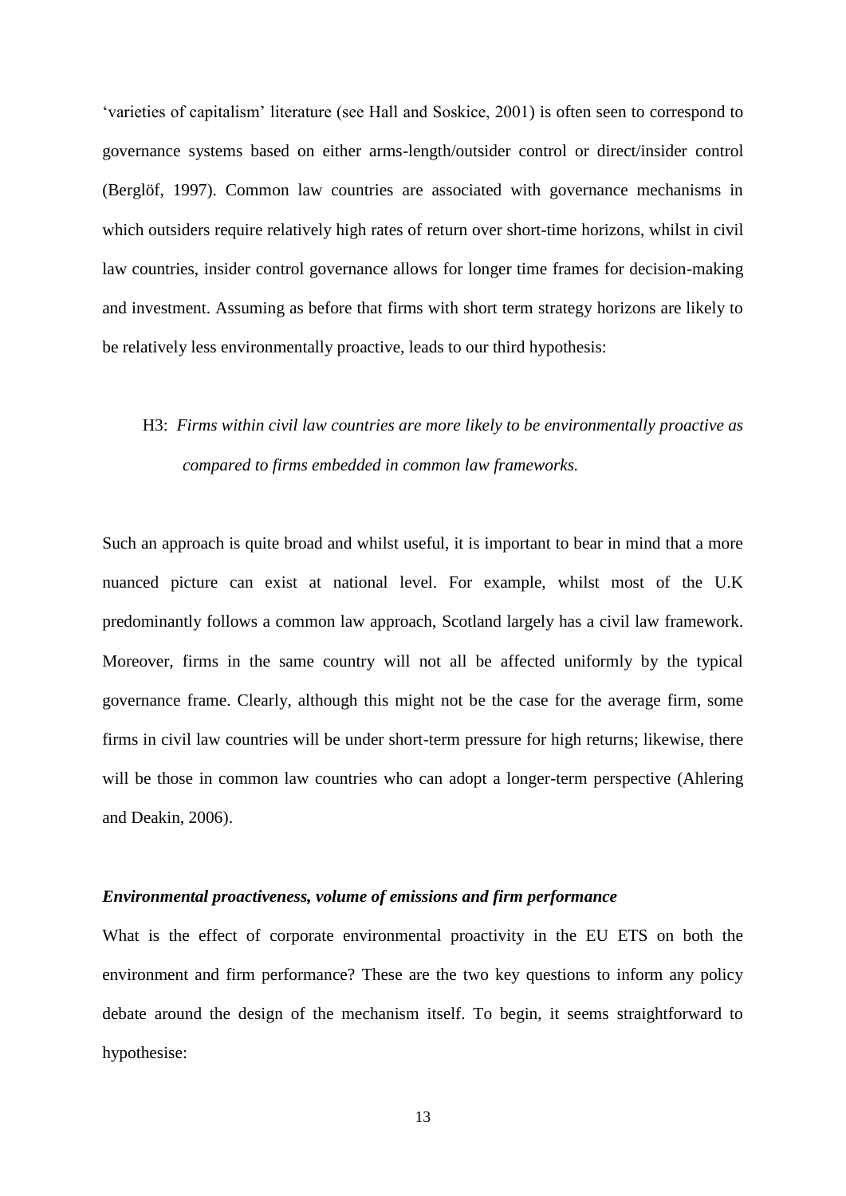'varieties of capitalism' literature (see Hall and Soskice, 2001) is often seen to correspond to governance systems based on either arms-length/outsider control or direct/insider control (Berglöf, 1997). Common law countries are associated with governance mechanisms in which outsiders require relatively high rates of return over short-time horizons, whilst in civil law countries, insider control governance allows for longer time frames for decision-making and investment. Assuming as before that firms with short term strategy horizons are likely to be relatively less environmentally proactive, leads to our third hypothesis:

H3: *Firms within civil law countries are more likely to be environmentally proactive as compared to firms embedded in common law frameworks.*

Such an approach is quite broad and whilst useful, it is important to bear in mind that a more nuanced picture can exist at national level. For example, whilst most of the U.K predominantly follows a common law approach, Scotland largely has a civil law framework. Moreover, firms in the same country will not all be affected uniformly by the typical governance frame. Clearly, although this might not be the case for the average firm, some firms in civil law countries will be under short-term pressure for high returns; likewise, there will be those in common law countries who can adopt a longer-term perspective (Ahlering and Deakin, 2006).

### *Environmental proactiveness, volume of emissions and firm performance*

What is the effect of corporate environmental proactivity in the EU ETS on both the environment and firm performance? These are the two key questions to inform any policy debate around the design of the mechanism itself. To begin, it seems straightforward to hypothesise: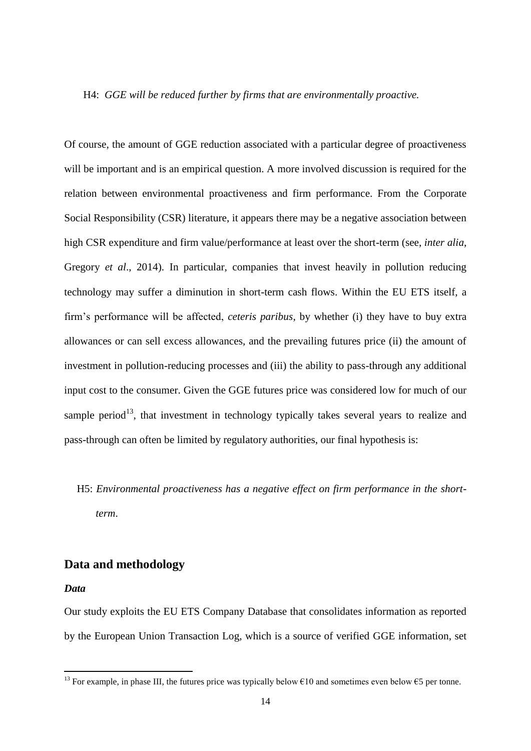H4: *GGE will be reduced further by firms that are environmentally proactive.*

Of course, the amount of GGE reduction associated with a particular degree of proactiveness will be important and is an empirical question. A more involved discussion is required for the relation between environmental proactiveness and firm performance. From the Corporate Social Responsibility (CSR) literature, it appears there may be a negative association between high CSR expenditure and firm value/performance at least over the short-term (see, *inter alia*, Gregory *et al*., 2014). In particular, companies that invest heavily in pollution reducing technology may suffer a diminution in short-term cash flows. Within the EU ETS itself, a firm's performance will be affected, *ceteris paribus*, by whether (i) they have to buy extra allowances or can sell excess allowances, and the prevailing futures price (ii) the amount of investment in pollution-reducing processes and (iii) the ability to pass-through any additional input cost to the consumer. Given the GGE futures price was considered low for much of our sample period[13], that investment in technology typically takes several years to realize and pass-through can often be limited by regulatory authorities, our final hypothesis is:

H5: *Environmental proactiveness has a negative effect on firm performance in the short-term*.

## Data and methodology

### *Data*

Our study exploits the EU ETS Company Database that consolidates information as reported by the European Union Transaction Log, which is a source of verified GGE information, set

[13] For example, in phase III, the futures price was typically below €10 and sometimes even below €5 per tonne.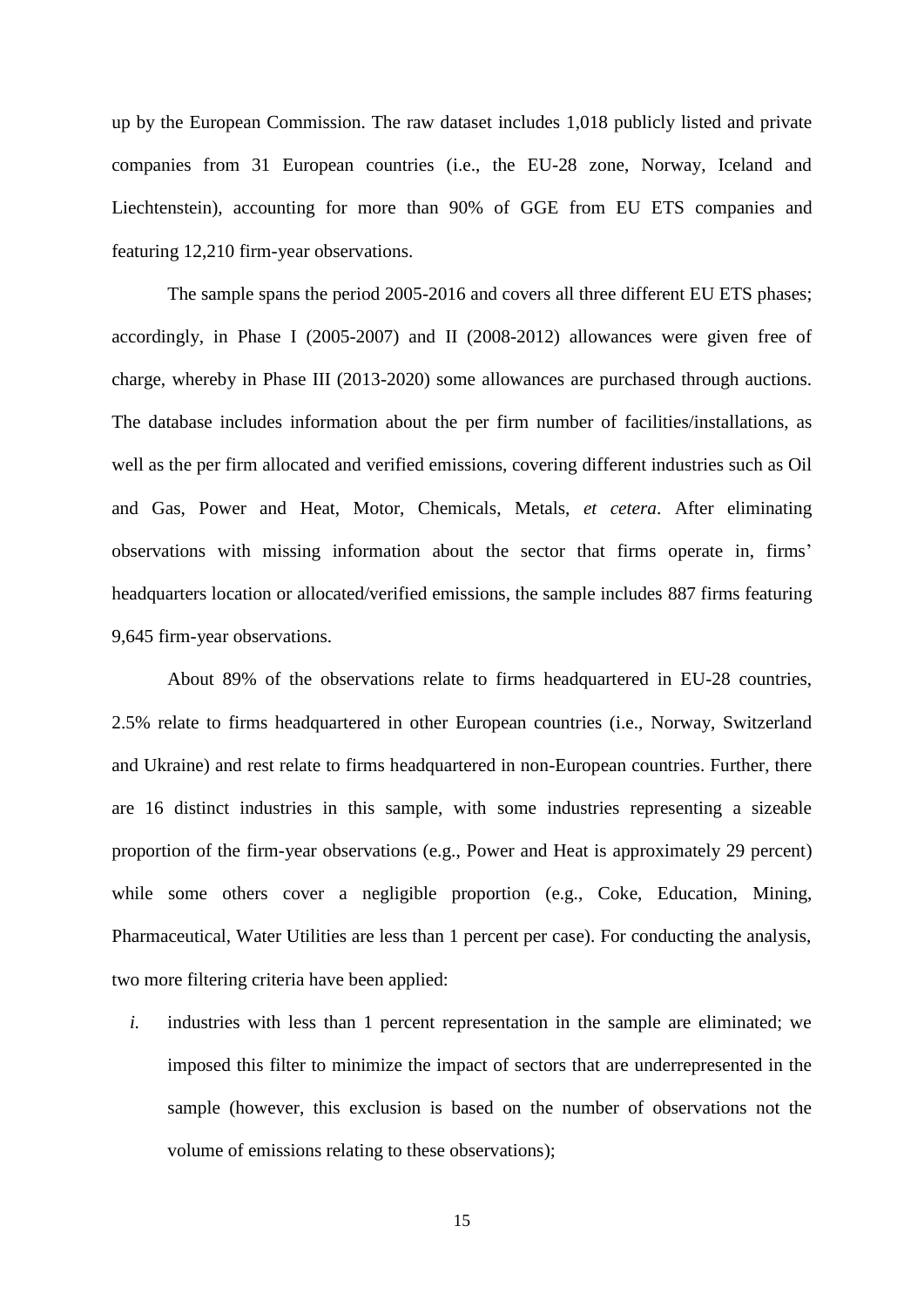up by the European Commission. The raw dataset includes 1,018 publicly listed and private companies from 31 European countries (i.e., the EU-28 zone, Norway, Iceland and Liechtenstein), accounting for more than 90% of GGE from EU ETS companies and featuring 12,210 firm-year observations.

The sample spans the period 2005-2016 and covers all three different EU ETS phases; accordingly, in Phase I (2005-2007) and II (2008-2012) allowances were given free of charge, whereby in Phase III (2013-2020) some allowances are purchased through auctions. The database includes information about the per firm number of facilities/installations, as well as the per firm allocated and verified emissions, covering different industries such as Oil and Gas, Power and Heat, Motor, Chemicals, Metals, *et cetera*. After eliminating observations with missing information about the sector that firms operate in, firms' headquarters location or allocated/verified emissions, the sample includes 887 firms featuring 9,645 firm-year observations.

About 89% of the observations relate to firms headquartered in EU-28 countries, 2.5% relate to firms headquartered in other European countries (i.e., Norway, Switzerland and Ukraine) and rest relate to firms headquartered in non-European countries. Further, there are 16 distinct industries in this sample, with some industries representing a sizeable proportion of the firm-year observations (e.g., Power and Heat is approximately 29 percent) while some others cover a negligible proportion (e.g., Coke, Education, Mining, Pharmaceutical, Water Utilities are less than 1 percent per case). For conducting the analysis, two more filtering criteria have been applied:

*i.* industries with less than 1 percent representation in the sample are eliminated; we imposed this filter to minimize the impact of sectors that are underrepresented in the sample (however, this exclusion is based on the number of observations not the volume of emissions relating to these observations);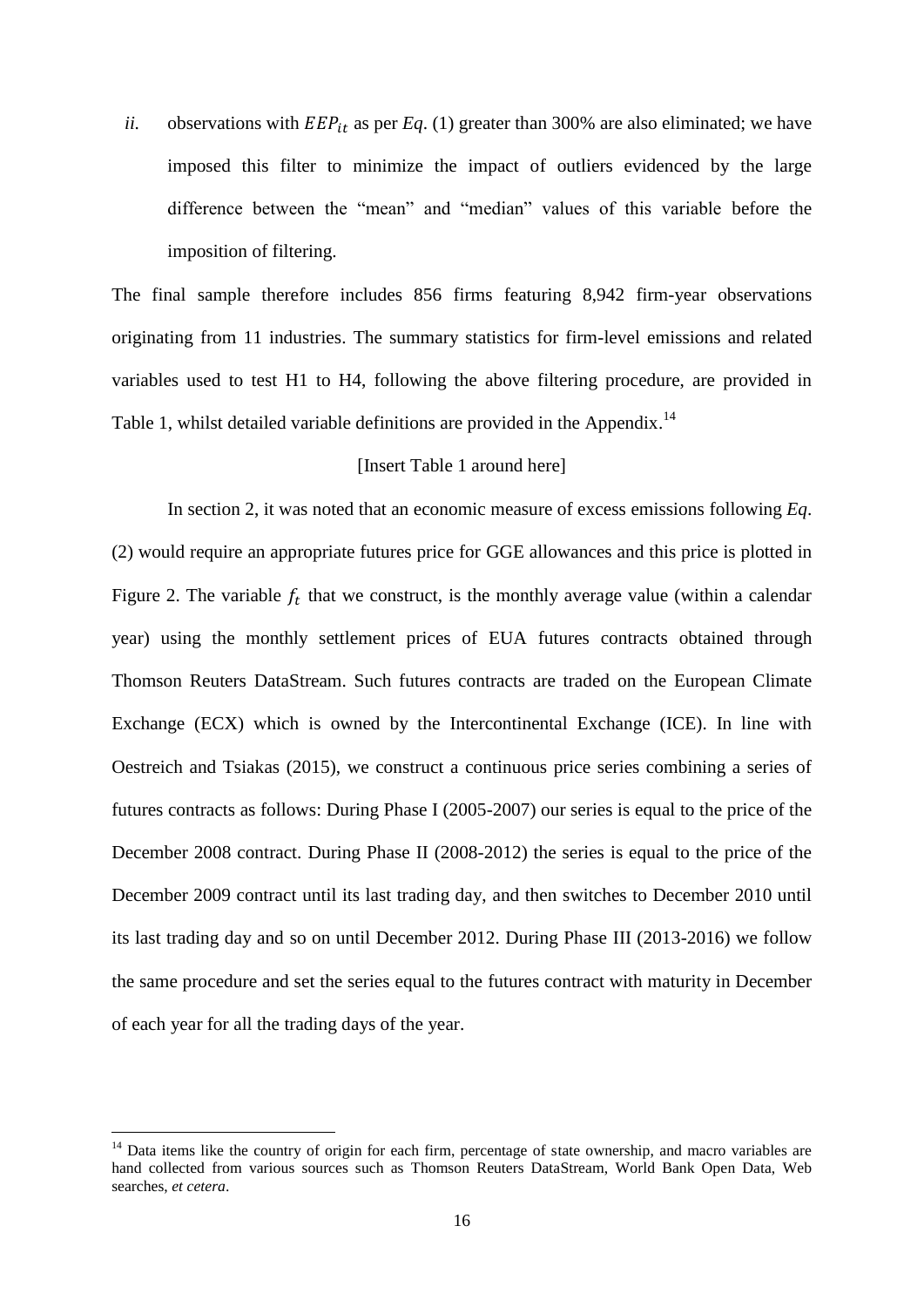*ii.* observations with $EEP_{it}$ as per *Eq*. (1) greater than 300% are also eliminated; we have imposed this filter to minimize the impact of outliers evidenced by the large difference between the "mean" and "median" values of this variable before the imposition of filtering.

The final sample therefore includes 856 firms featuring 8,942 firm-year observations originating from 11 industries. The summary statistics for firm-level emissions and related variables used to test H1 to H4, following the above filtering procedure, are provided in Table 1, whilst detailed variable definitions are provided in the Appendix.[14]

[Insert Table 1 around here]

In section 2, it was noted that an economic measure of excess emissions following *Eq*. (2) would require an appropriate futures price for GGE allowances and this price is plotted in Figure 2. The variable $f_t$ that we construct, is the monthly average value (within a calendar year) using the monthly settlement prices of EUA futures contracts obtained through Thomson Reuters DataStream. Such futures contracts are traded on the European Climate Exchange (ECX) which is owned by the Intercontinental Exchange (ICE). In line with Oestreich and Tsiakas (2015), we construct a continuous price series combining a series of futures contracts as follows: During Phase I (2005-2007) our series is equal to the price of the December 2008 contract. During Phase II (2008-2012) the series is equal to the price of the December 2009 contract until its last trading day, and then switches to December 2010 until its last trading day and so on until December 2012. During Phase III (2013-2016) we follow the same procedure and set the series equal to the futures contract with maturity in December of each year for all the trading days of the year.

[14] Data items like the country of origin for each firm, percentage of state ownership, and macro variables are hand collected from various sources such as Thomson Reuters DataStream, World Bank Open Data, Web searches, *et cetera*.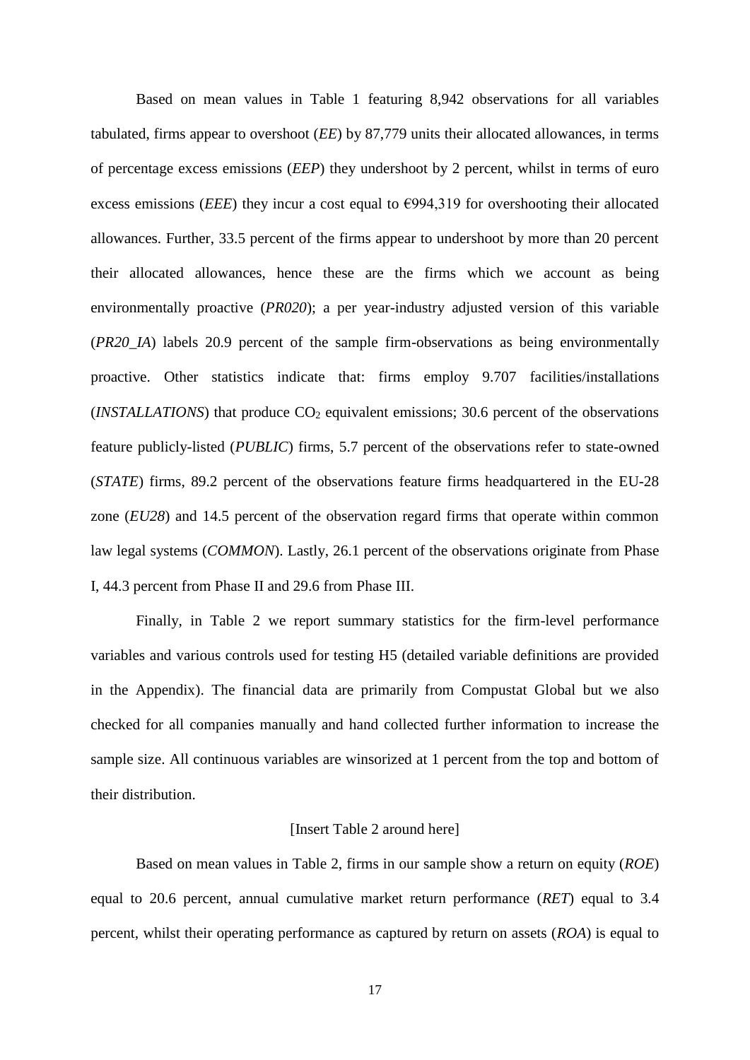Based on mean values in Table 1 featuring 8,942 observations for all variables tabulated, firms appear to overshoot (*EE*) by 87,779 units their allocated allowances, in terms of percentage excess emissions (*EEP*) they undershoot by 2 percent, whilst in terms of euro excess emissions (*EEE*) they incur a cost equal to €994,319 for overshooting their allocated allowances. Further, 33.5 percent of the firms appear to undershoot by more than 20 percent their allocated allowances, hence these are the firms which we account as being environmentally proactive (*PR020*); a per year-industry adjusted version of this variable (*PR20_IA*) labels 20.9 percent of the sample firm-observations as being environmentally proactive. Other statistics indicate that: firms employ 9.707 facilities/installations (*INSTALLATIONS*) that produce $CO_2$ equivalent emissions; 30.6 percent of the observations feature publicly-listed (*PUBLIC*) firms, 5.7 percent of the observations refer to state-owned (*STATE*) firms, 89.2 percent of the observations feature firms headquartered in the EU-28 zone (*EU28*) and 14.5 percent of the observation regard firms that operate within common law legal systems (*COMMON*). Lastly, 26.1 percent of the observations originate from Phase I, 44.3 percent from Phase II and 29.6 from Phase III.

Finally, in Table 2 we report summary statistics for the firm-level performance variables and various controls used for testing H5 (detailed variable definitions are provided in the Appendix). The financial data are primarily from Compustat Global but we also checked for all companies manually and hand collected further information to increase the sample size. All continuous variables are winsorized at 1 percent from the top and bottom of their distribution.

[Insert Table 2 around here]

Based on mean values in Table 2, firms in our sample show a return on equity (*ROE*) equal to 20.6 percent, annual cumulative market return performance (*RET*) equal to 3.4 percent, whilst their operating performance as captured by return on assets (*ROA*) is equal to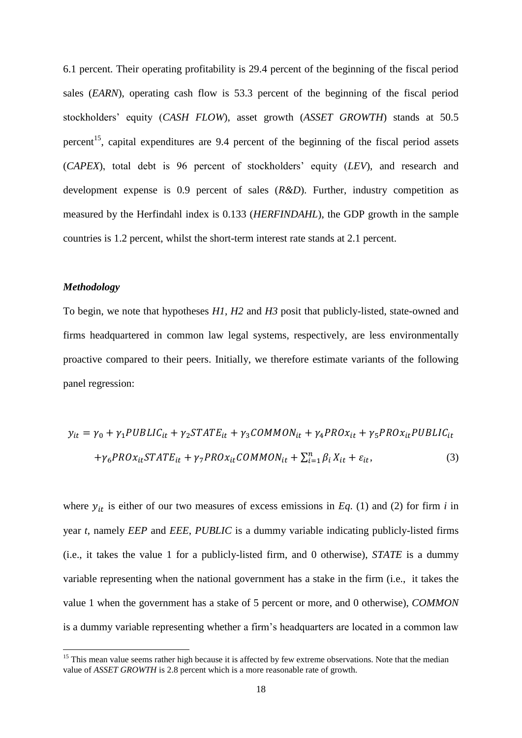6.1 percent. Their operating profitability is 29.4 percent of the beginning of the fiscal period sales (*EARN*), operating cash flow is 53.3 percent of the beginning of the fiscal period stockholders' equity (*CASH FLOW*), asset growth (*ASSET GROWTH*) stands at 50.5 percent[15], capital expenditures are 9.4 percent of the beginning of the fiscal period assets (*CAPEX*), total debt is 96 percent of stockholders' equity (*LEV*), and research and development expense is 0.9 percent of sales (*R&D*). Further, industry competition as measured by the Herfindahl index is 0.133 (*HERFINDAHL*), the GDP growth in the sample countries is 1.2 percent, whilst the short-term interest rate stands at 2.1 percent.

### *Methodology*

To begin, we note that hypotheses *H1*, *H2* and *H3* posit that publicly-listed, state-owned and firms headquartered in common law legal systems, respectively, are less environmentally proactive compared to their peers. Initially, we therefore estimate variants of the following panel regression:

$$y_{it} = \gamma_0 + \gamma_1 PUBLIC_{it} + \gamma_2 STATE_{it} + \gamma_3 COMMON_{it} + \gamma_4 PROx_{it} + \gamma_5 PROx_{it} PUBLIC_{it} + \gamma_6 PROx_{it} STATE_{it} + \gamma_7 PROx_{it} COMMON_{it} + \sum_{i=1}^{n} \beta_i X_{it} + \varepsilon_{it}, \quad (3)$$

where $y_{it}$ is either of our two measures of excess emissions in *Eq*. (1) and (2) for firm *i* in year *t*, namely *EEP* and *EEE*, *PUBLIC* is a dummy variable indicating publicly-listed firms (i.e., it takes the value 1 for a publicly-listed firm, and 0 otherwise), *STATE* is a dummy variable representing when the national government has a stake in the firm (i.e., it takes the value 1 when the government has a stake of 5 percent or more, and 0 otherwise), *COMMON* is a dummy variable representing whether a firm's headquarters are located in a common law

[15] This mean value seems rather high because it is affected by few extreme observations. Note that the median value of *ASSET GROWTH* is 2.8 percent which is a more reasonable rate of growth.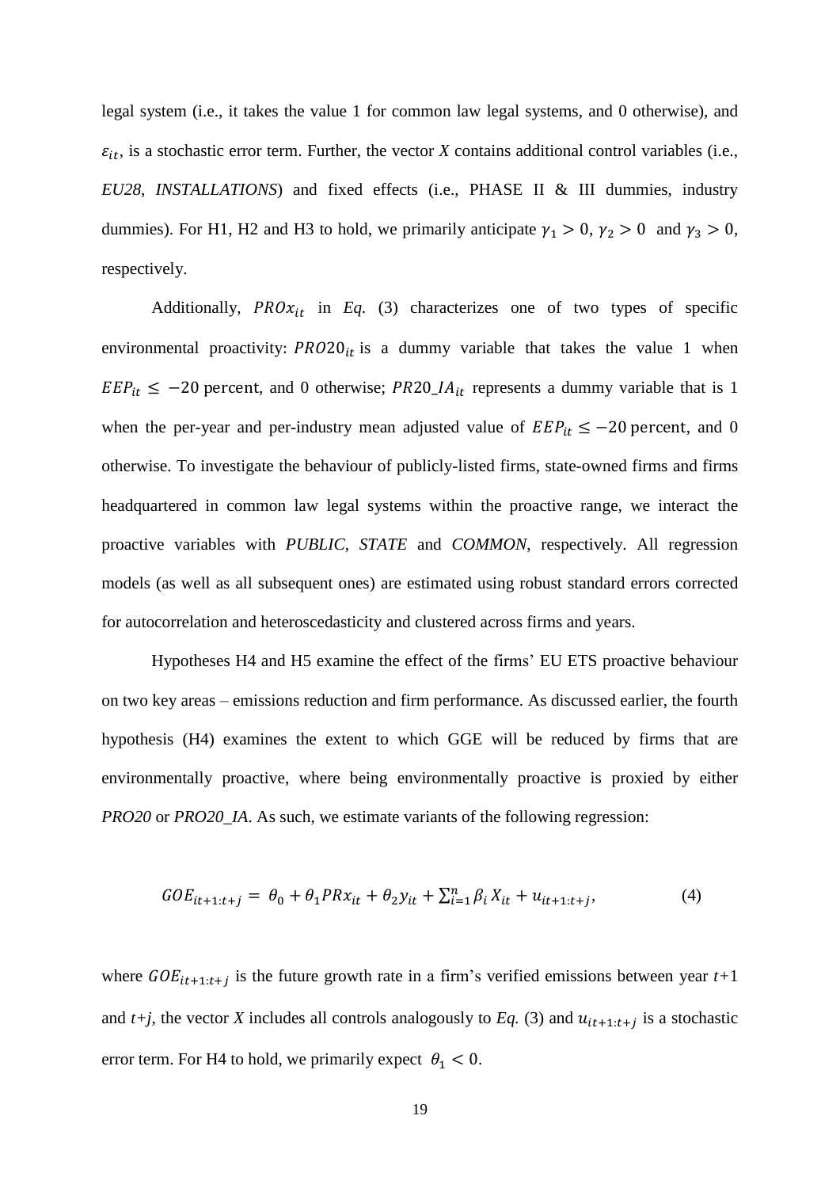legal system (i.e., it takes the value 1 for common law legal systems, and 0 otherwise), and $\varepsilon_{it}$, is a stochastic error term. Further, the vector *X* contains additional control variables (i.e., *EU28*, *INSTALLATIONS*) and fixed effects (i.e., PHASE II & III dummies, industry dummies). For H1, H2 and H3 to hold, we primarily anticipate $\gamma_1 > 0$, $\gamma_2 > 0$ and $\gamma_3 > 0$, respectively.

Additionally, $PROx_{it}$ in *Eq.* (3) characterizes one of two types of specific environmental proactivity: $PRO20_{it}$ is a dummy variable that takes the value 1 when $EEP_{it} \leq -20$ percent, and 0 otherwise; $PR20\_IA_{it}$ represents a dummy variable that is 1 when the per-year and per-industry mean adjusted value of $EEP_{it} \leq -20$ percent, and 0 otherwise. To investigate the behaviour of publicly-listed firms, state-owned firms and firms headquartered in common law legal systems within the proactive range, we interact the proactive variables with *PUBLIC*, *STATE* and *COMMON*, respectively. All regression models (as well as all subsequent ones) are estimated using robust standard errors corrected for autocorrelation and heteroscedasticity and clustered across firms and years.

Hypotheses H4 and H5 examine the effect of the firms' EU ETS proactive behaviour on two key areas – emissions reduction and firm performance. As discussed earlier, the fourth hypothesis (H4) examines the extent to which GGE will be reduced by firms that are environmentally proactive, where being environmentally proactive is proxied by either *PRO20* or *PRO20_IA*. As such, we estimate variants of the following regression:

$$GOE_{it+1:t+j} = \theta_0 + \theta_1 PRx_{it} + \theta_2 y_{it} + \sum_{i=1}^{n} \beta_i X_{it} + u_{it+1:t+j}, \tag{4}$$

where $GOE_{it+1:t+j}$ is the future growth rate in a firm's verified emissions between year $t$+1 and $t$+$j$, the vector *X* includes all controls analogously to *Eq.* (3) and $u_{it+1:t+j}$ is a stochastic error term. For H4 to hold, we primarily expect $\theta_1 < 0$.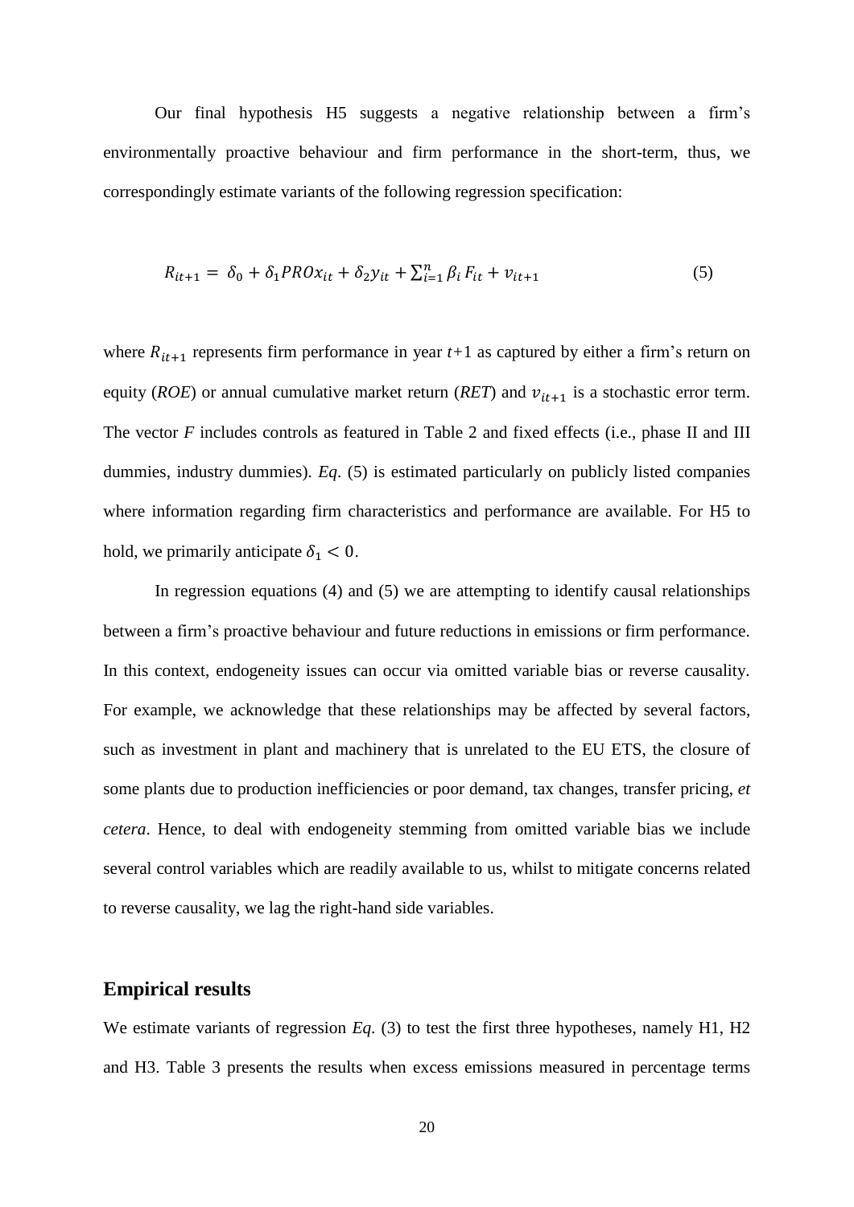Our final hypothesis H5 suggests a negative relationship between a firm's environmentally proactive behaviour and firm performance in the short-term, thus, we correspondingly estimate variants of the following regression specification:

$$R_{it+1} = \delta_0 + \delta_1 PROx_{it} + \delta_2 y_{it} + \sum_{i=1}^{n} \beta_i F_{it} + v_{it+1} \quad (5)$$

where $R_{it+1}$ represents firm performance in year $t$+1 as captured by either a firm's return on equity (*ROE*) or annual cumulative market return (*RET*) and $v_{it+1}$ is a stochastic error term. The vector $F$ includes controls as featured in Table 2 and fixed effects (i.e., phase II and III dummies, industry dummies). *Eq*. (5) is estimated particularly on publicly listed companies where information regarding firm characteristics and performance are available. For H5 to hold, we primarily anticipate $\delta_1 < 0$.

In regression equations (4) and (5) we are attempting to identify causal relationships between a firm's proactive behaviour and future reductions in emissions or firm performance. In this context, endogeneity issues can occur via omitted variable bias or reverse causality. For example, we acknowledge that these relationships may be affected by several factors, such as investment in plant and machinery that is unrelated to the EU ETS, the closure of some plants due to production inefficiencies or poor demand, tax changes, transfer pricing, *et cetera*. Hence, to deal with endogeneity stemming from omitted variable bias we include several control variables which are readily available to us, whilst to mitigate concerns related to reverse causality, we lag the right-hand side variables.

## Empirical results

We estimate variants of regression *Eq*. (3) to test the first three hypotheses, namely H1, H2 and H3. Table 3 presents the results when excess emissions measured in percentage terms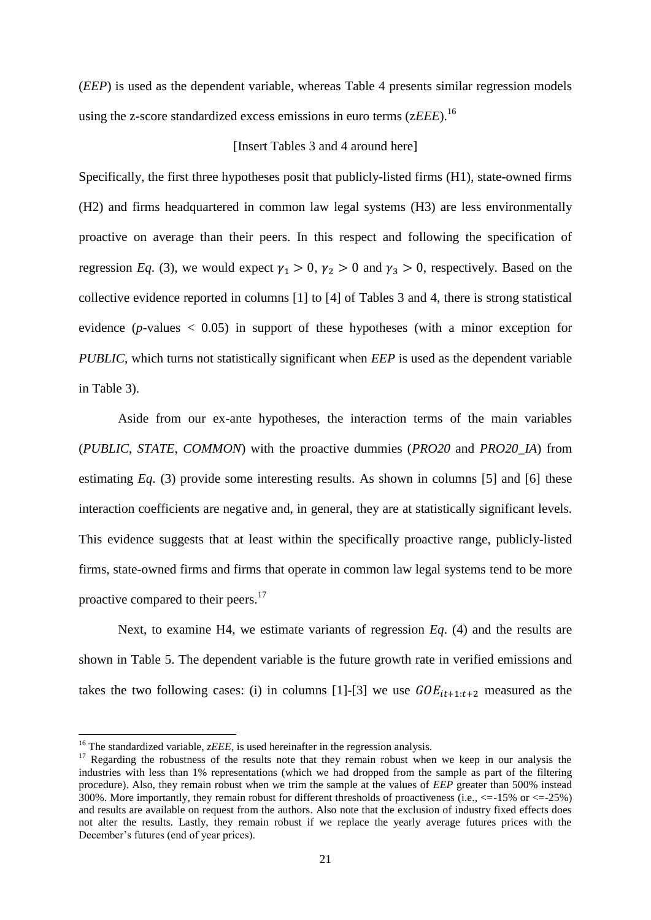(*EEP*) is used as the dependent variable, whereas Table 4 presents similar regression models using the z-score standardized excess emissions in euro terms (z*EEE*).[16]

[Insert Tables 3 and 4 around here]

Specifically, the first three hypotheses posit that publicly-listed firms (H1), state-owned firms (H2) and firms headquartered in common law legal systems (H3) are less environmentally proactive on average than their peers. In this respect and following the specification of regression *Eq*. (3), we would expect $\gamma_1 > 0$, $\gamma_2 > 0$ and $\gamma_3 > 0$, respectively. Based on the collective evidence reported in columns [1] to [4] of Tables 3 and 4, there is strong statistical evidence (*p*-values $< 0.05$) in support of these hypotheses (with a minor exception for *PUBLIC*, which turns not statistically significant when *EEP* is used as the dependent variable in Table 3).

Aside from our ex-ante hypotheses, the interaction terms of the main variables (*PUBLIC*, *STATE*, *COMMON*) with the proactive dummies (*PRO20* and *PRO20_IA*) from estimating *Eq*. (3) provide some interesting results. As shown in columns [5] and [6] these interaction coefficients are negative and, in general, they are at statistically significant levels. This evidence suggests that at least within the specifically proactive range, publicly-listed firms, state-owned firms and firms that operate in common law legal systems tend to be more proactive compared to their peers.[17]

Next, to examine H4, we estimate variants of regression *Eq*. (4) and the results are shown in Table 5. The dependent variable is the future growth rate in verified emissions and takes the two following cases: (i) in columns [1]-[3] we use $GOE_{it+1:t+2}$ measured as the

---

[16] The standardized variable, *zEEE*, is used hereinafter in the regression analysis.

[17] Regarding the robustness of the results note that they remain robust when we keep in our analysis the industries with less than 1% representations (which we had dropped from the sample as part of the filtering procedure). Also, they remain robust when we trim the sample at the values of *EEP* greater than 500% instead 300%. More importantly, they remain robust for different thresholds of proactiveness (i.e., <=-15% or <=-25%) and results are available on request from the authors. Also note that the exclusion of industry fixed effects does not alter the results. Lastly, they remain robust if we replace the yearly average futures prices with the December's futures (end of year prices).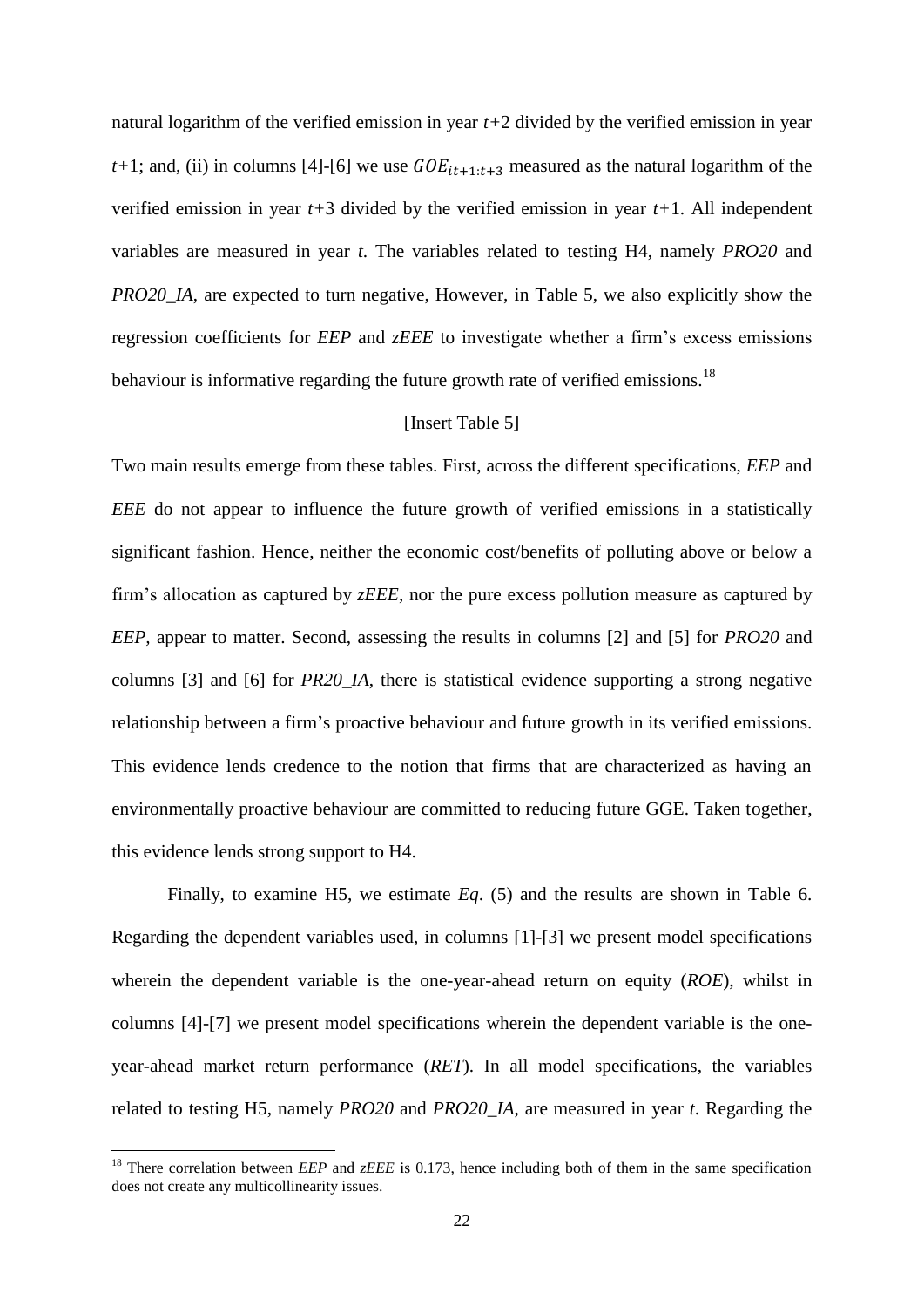natural logarithm of the verified emission in year $t$+2 divided by the verified emission in year $t$+1; and, (ii) in columns [4]-[6] we use $GOE_{it+1:t+3}$ measured as the natural logarithm of the verified emission in year $t$+3 divided by the verified emission in year $t$+1. All independent variables are measured in year $t$. The variables related to testing H4, namely *PRO20* and *PRO20_IA*, are expected to turn negative, However, in Table 5, we also explicitly show the regression coefficients for *EEP* and *zEEE* to investigate whether a firm's excess emissions behaviour is informative regarding the future growth rate of verified emissions.[18]

[Insert Table 5]

Two main results emerge from these tables. First, across the different specifications, *EEP* and *EEE* do not appear to influence the future growth of verified emissions in a statistically significant fashion. Hence, neither the economic cost/benefits of polluting above or below a firm's allocation as captured by *zEEE*, nor the pure excess pollution measure as captured by *EEP*, appear to matter. Second, assessing the results in columns [2] and [5] for *PRO20* and columns [3] and [6] for *PR20_IA*, there is statistical evidence supporting a strong negative relationship between a firm's proactive behaviour and future growth in its verified emissions. This evidence lends credence to the notion that firms that are characterized as having an environmentally proactive behaviour are committed to reducing future GGE. Taken together, this evidence lends strong support to H4.

Finally, to examine H5, we estimate *Eq*. (5) and the results are shown in Table 6. Regarding the dependent variables used, in columns [1]-[3] we present model specifications wherein the dependent variable is the one-year-ahead return on equity (*ROE*), whilst in columns [4]-[7] we present model specifications wherein the dependent variable is the one-year-ahead market return performance (*RET*). In all model specifications, the variables related to testing H5, namely *PRO20* and *PRO20_IA*, are measured in year $t$. Regarding the

[18] There correlation between *EEP* and *zEEE* is 0.173, hence including both of them in the same specification does not create any multicollinearity issues.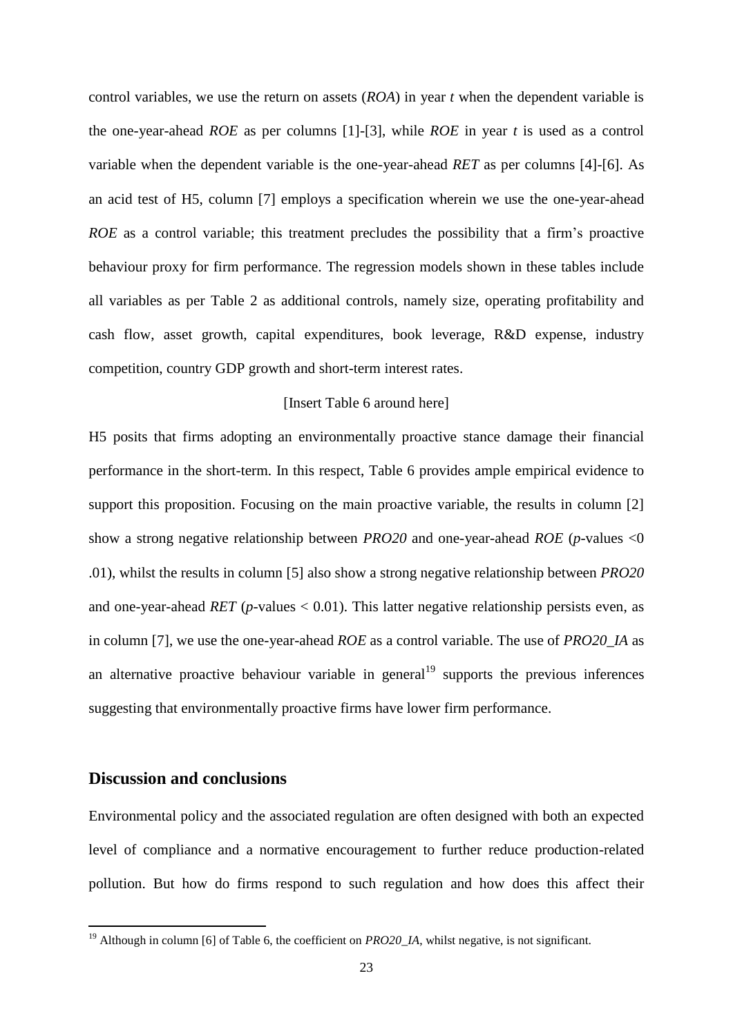control variables, we use the return on assets (*ROA*) in year *t* when the dependent variable is the one-year-ahead *ROE* as per columns [1]-[3], while *ROE* in year *t* is used as a control variable when the dependent variable is the one-year-ahead *RET* as per columns [4]-[6]. As an acid test of H5, column [7] employs a specification wherein we use the one-year-ahead *ROE* as a control variable; this treatment precludes the possibility that a firm's proactive behaviour proxy for firm performance. The regression models shown in these tables include all variables as per Table 2 as additional controls, namely size, operating profitability and cash flow, asset growth, capital expenditures, book leverage, R&D expense, industry competition, country GDP growth and short-term interest rates.

[Insert Table 6 around here]

H5 posits that firms adopting an environmentally proactive stance damage their financial performance in the short-term. In this respect, Table 6 provides ample empirical evidence to support this proposition. Focusing on the main proactive variable, the results in column [2] show a strong negative relationship between *PRO20* and one-year-ahead *ROE* (*p*-values <0 .01), whilst the results in column [5] also show a strong negative relationship between *PRO20* and one-year-ahead *RET* (*p*-values < 0.01). This latter negative relationship persists even, as in column [7], we use the one-year-ahead *ROE* as a control variable. The use of *PRO20_IA* as an alternative proactive behaviour variable in general[19] supports the previous inferences suggesting that environmentally proactive firms have lower firm performance.

## Discussion and conclusions

Environmental policy and the associated regulation are often designed with both an expected level of compliance and a normative encouragement to further reduce production-related pollution. But how do firms respond to such regulation and how does this affect their

[19] Although in column [6] of Table 6, the coefficient on *PRO20_IA*, whilst negative, is not significant.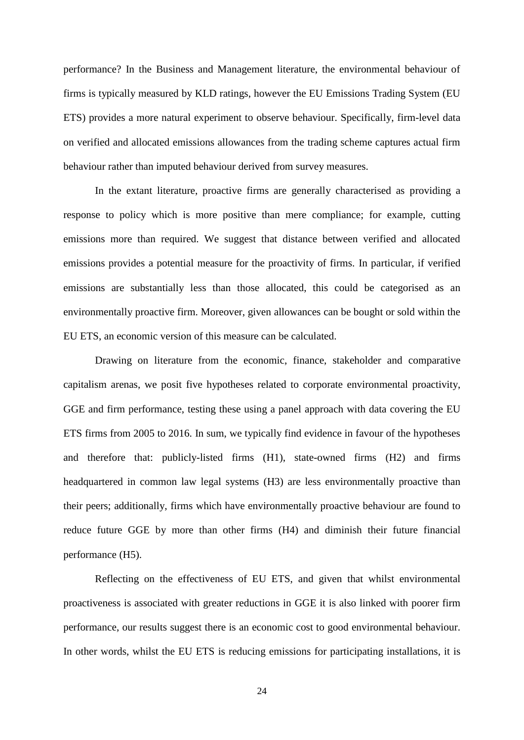performance? In the Business and Management literature, the environmental behaviour of firms is typically measured by KLD ratings, however the EU Emissions Trading System (EU ETS) provides a more natural experiment to observe behaviour. Specifically, firm-level data on verified and allocated emissions allowances from the trading scheme captures actual firm behaviour rather than imputed behaviour derived from survey measures.

In the extant literature, proactive firms are generally characterised as providing a response to policy which is more positive than mere compliance; for example, cutting emissions more than required. We suggest that distance between verified and allocated emissions provides a potential measure for the proactivity of firms. In particular, if verified emissions are substantially less than those allocated, this could be categorised as an environmentally proactive firm. Moreover, given allowances can be bought or sold within the EU ETS, an economic version of this measure can be calculated.

Drawing on literature from the economic, finance, stakeholder and comparative capitalism arenas, we posit five hypotheses related to corporate environmental proactivity, GGE and firm performance, testing these using a panel approach with data covering the EU ETS firms from 2005 to 2016. In sum, we typically find evidence in favour of the hypotheses and therefore that: publicly-listed firms (H1), state-owned firms (H2) and firms headquartered in common law legal systems (H3) are less environmentally proactive than their peers; additionally, firms which have environmentally proactive behaviour are found to reduce future GGE by more than other firms (H4) and diminish their future financial performance (H5).

Reflecting on the effectiveness of EU ETS, and given that whilst environmental proactiveness is associated with greater reductions in GGE it is also linked with poorer firm performance, our results suggest there is an economic cost to good environmental behaviour. In other words, whilst the EU ETS is reducing emissions for participating installations, it is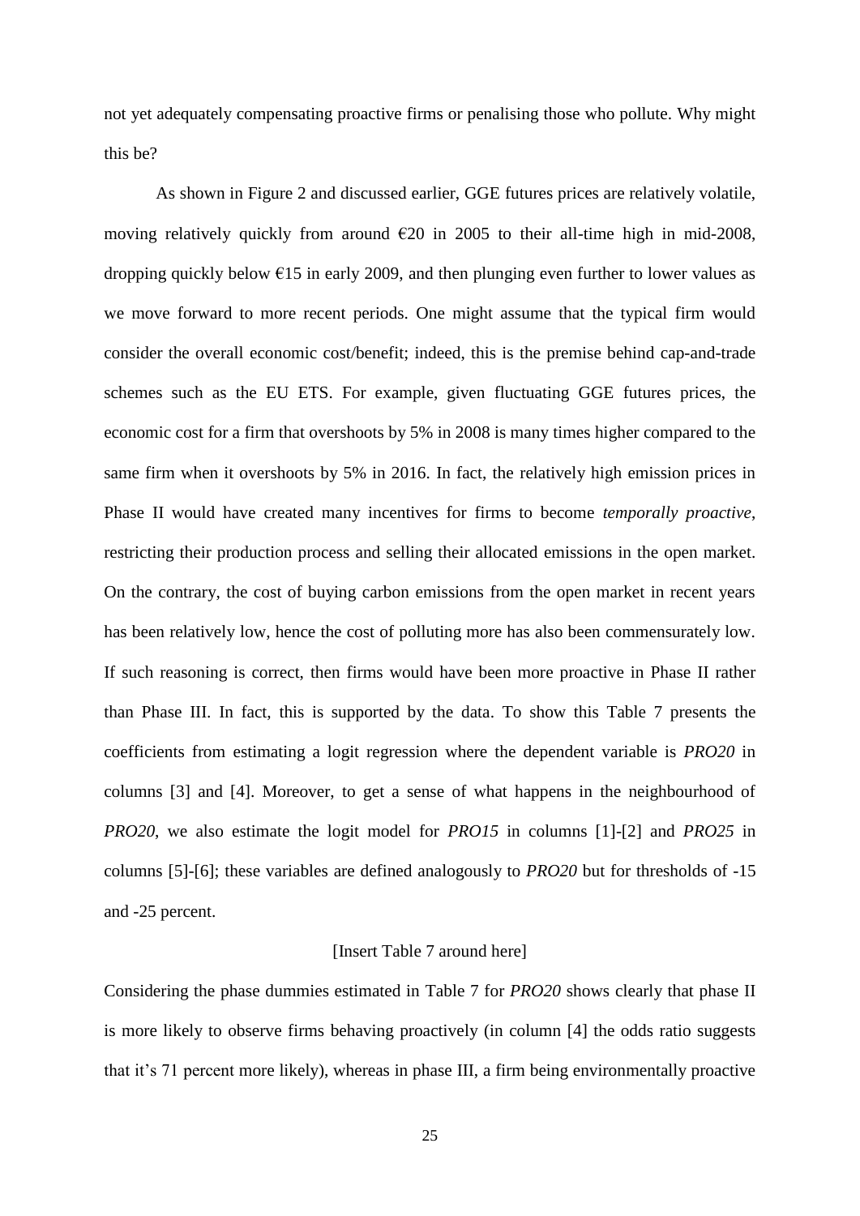not yet adequately compensating proactive firms or penalising those who pollute. Why might this be?

As shown in Figure 2 and discussed earlier, GGE futures prices are relatively volatile, moving relatively quickly from around €20 in 2005 to their all-time high in mid-2008, dropping quickly below €15 in early 2009, and then plunging even further to lower values as we move forward to more recent periods. One might assume that the typical firm would consider the overall economic cost/benefit; indeed, this is the premise behind cap-and-trade schemes such as the EU ETS. For example, given fluctuating GGE futures prices, the economic cost for a firm that overshoots by 5% in 2008 is many times higher compared to the same firm when it overshoots by 5% in 2016. In fact, the relatively high emission prices in Phase II would have created many incentives for firms to become *temporally proactive*, restricting their production process and selling their allocated emissions in the open market. On the contrary, the cost of buying carbon emissions from the open market in recent years has been relatively low, hence the cost of polluting more has also been commensurately low. If such reasoning is correct, then firms would have been more proactive in Phase II rather than Phase III. In fact, this is supported by the data. To show this Table 7 presents the coefficients from estimating a logit regression where the dependent variable is *PRO20* in columns [3] and [4]. Moreover, to get a sense of what happens in the neighbourhood of *PRO20*, we also estimate the logit model for *PRO15* in columns [1]-[2] and *PRO25* in columns [5]-[6]; these variables are defined analogously to *PRO20* but for thresholds of -15 and -25 percent.

[Insert Table 7 around here]

Considering the phase dummies estimated in Table 7 for *PRO20* shows clearly that phase II is more likely to observe firms behaving proactively (in column [4] the odds ratio suggests that it's 71 percent more likely), whereas in phase III, a firm being environmentally proactive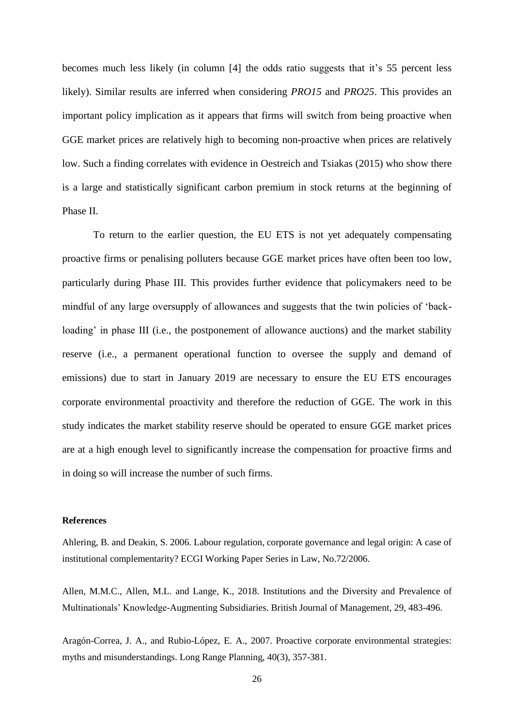becomes much less likely (in column [4] the odds ratio suggests that it's 55 percent less likely). Similar results are inferred when considering *PRO15* and *PRO25*. This provides an important policy implication as it appears that firms will switch from being proactive when GGE market prices are relatively high to becoming non-proactive when prices are relatively low. Such a finding correlates with evidence in Oestreich and Tsiakas (2015) who show there is a large and statistically significant carbon premium in stock returns at the beginning of Phase II.

To return to the earlier question, the EU ETS is not yet adequately compensating proactive firms or penalising polluters because GGE market prices have often been too low, particularly during Phase III. This provides further evidence that policymakers need to be mindful of any large oversupply of allowances and suggests that the twin policies of 'back-loading' in phase III (i.e., the postponement of allowance auctions) and the market stability reserve (i.e., a permanent operational function to oversee the supply and demand of emissions) due to start in January 2019 are necessary to ensure the EU ETS encourages corporate environmental proactivity and therefore the reduction of GGE. The work in this study indicates the market stability reserve should be operated to ensure GGE market prices are at a high enough level to significantly increase the compensation for proactive firms and in doing so will increase the number of such firms.

**References**

Ahlering, B. and Deakin, S. 2006. Labour regulation, corporate governance and legal origin: A case of institutional complementarity? ECGI Working Paper Series in Law, No.72/2006.

Allen, M.M.C., Allen, M.L. and Lange, K., 2018. Institutions and the Diversity and Prevalence of Multinationals' Knowledge-Augmenting Subsidiaries. British Journal of Management, 29, 483-496.

Aragón-Correa, J. A., and Rubio-López, E. A., 2007. Proactive corporate environmental strategies: myths and misunderstandings. Long Range Planning, 40(3), 357-381.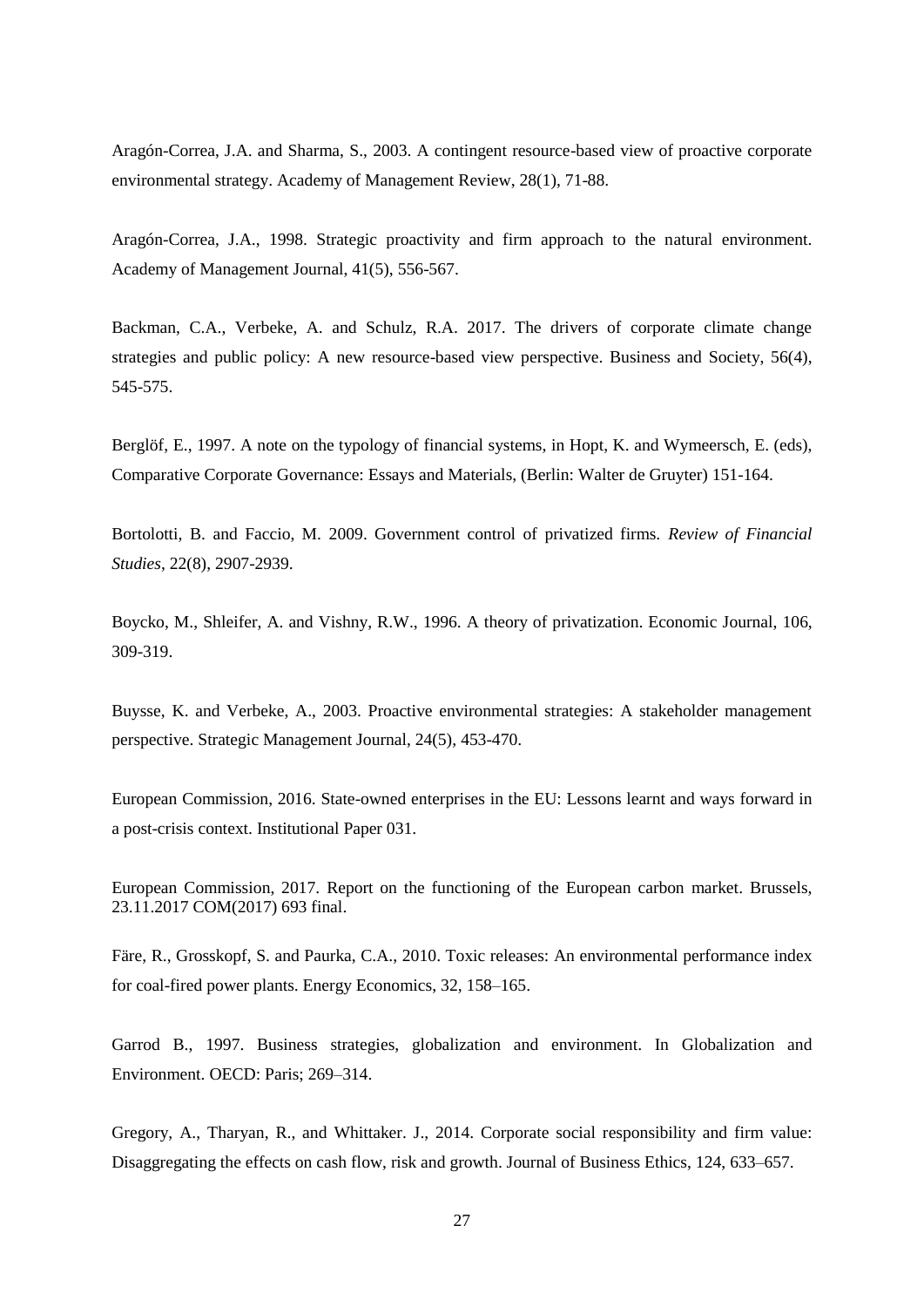Aragón-Correa, J.A. and Sharma, S., 2003. A contingent resource-based view of proactive corporate environmental strategy. Academy of Management Review, 28(1), 71-88.

Aragón-Correa, J.A., 1998. Strategic proactivity and firm approach to the natural environment. Academy of Management Journal, 41(5), 556-567.

Backman, C.A., Verbeke, A. and Schulz, R.A. 2017. The drivers of corporate climate change strategies and public policy: A new resource-based view perspective. Business and Society, 56(4), 545-575.

Berglöf, E., 1997. A note on the typology of financial systems, in Hopt, K. and Wymeersch, E. (eds), Comparative Corporate Governance: Essays and Materials, (Berlin: Walter de Gruyter) 151-164.

Bortolotti, B. and Faccio, M. 2009. Government control of privatized firms. *Review of Financial Studies*, 22(8), 2907-2939.

Boycko, M., Shleifer, A. and Vishny, R.W., 1996. A theory of privatization. Economic Journal, 106, 309-319.

Buysse, K. and Verbeke, A., 2003. Proactive environmental strategies: A stakeholder management perspective. Strategic Management Journal, 24(5), 453-470.

European Commission, 2016. State-owned enterprises in the EU: Lessons learnt and ways forward in a post-crisis context. Institutional Paper 031.

European Commission, 2017. Report on the functioning of the European carbon market. Brussels, 23.11.2017 COM(2017) 693 final.

Färe, R., Grosskopf, S. and Paurka, C.A., 2010. Toxic releases: An environmental performance index for coal-fired power plants. Energy Economics, 32, 158–165.

Garrod B., 1997. Business strategies, globalization and environment. In Globalization and Environment. OECD: Paris; 269–314.

Gregory, A., Tharyan, R., and Whittaker. J., 2014. Corporate social responsibility and firm value: Disaggregating the effects on cash flow, risk and growth. Journal of Business Ethics, 124, 633–657.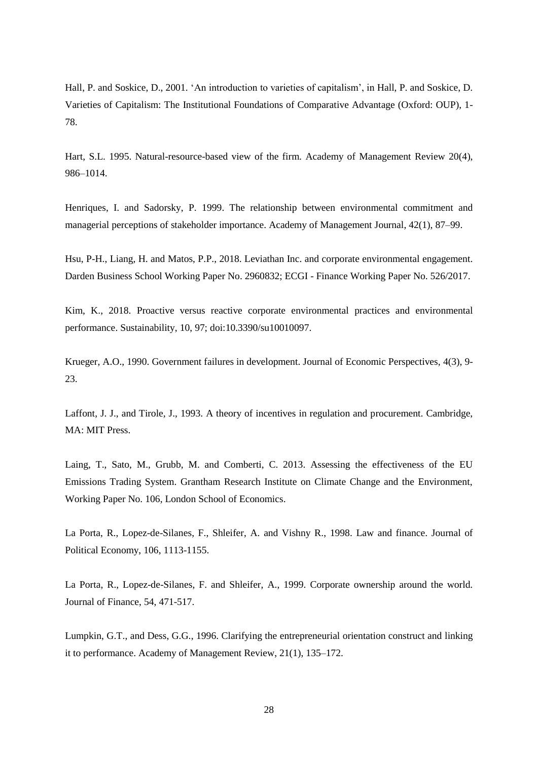Hall, P. and Soskice, D., 2001. 'An introduction to varieties of capitalism', in Hall, P. and Soskice, D. Varieties of Capitalism: The Institutional Foundations of Comparative Advantage (Oxford: OUP), 1-78.

Hart, S.L. 1995. Natural-resource-based view of the firm. Academy of Management Review 20(4), 986–1014.

Henriques, I. and Sadorsky, P. 1999. The relationship between environmental commitment and managerial perceptions of stakeholder importance. Academy of Management Journal, 42(1), 87–99.

Hsu, P-H., Liang, H. and Matos, P.P., 2018. Leviathan Inc. and corporate environmental engagement. Darden Business School Working Paper No. 2960832; ECGI - Finance Working Paper No. 526/2017.

Kim, K., 2018. Proactive versus reactive corporate environmental practices and environmental performance. Sustainability, 10, 97; doi:10.3390/su10010097.

Krueger, A.O., 1990. Government failures in development. Journal of Economic Perspectives, 4(3), 9-23.

Laffont, J. J., and Tirole, J., 1993. A theory of incentives in regulation and procurement. Cambridge, MA: MIT Press.

Laing, T., Sato, M., Grubb, M. and Comberti, C. 2013. Assessing the effectiveness of the EU Emissions Trading System. Grantham Research Institute on Climate Change and the Environment, Working Paper No. 106, London School of Economics.

La Porta, R., Lopez-de-Silanes, F., Shleifer, A. and Vishny R., 1998. Law and finance. Journal of Political Economy, 106, 1113-1155.

La Porta, R., Lopez-de-Silanes, F. and Shleifer, A., 1999. Corporate ownership around the world. Journal of Finance, 54, 471-517.

Lumpkin, G.T., and Dess, G.G., 1996. Clarifying the entrepreneurial orientation construct and linking it to performance. Academy of Management Review, 21(1), 135–172.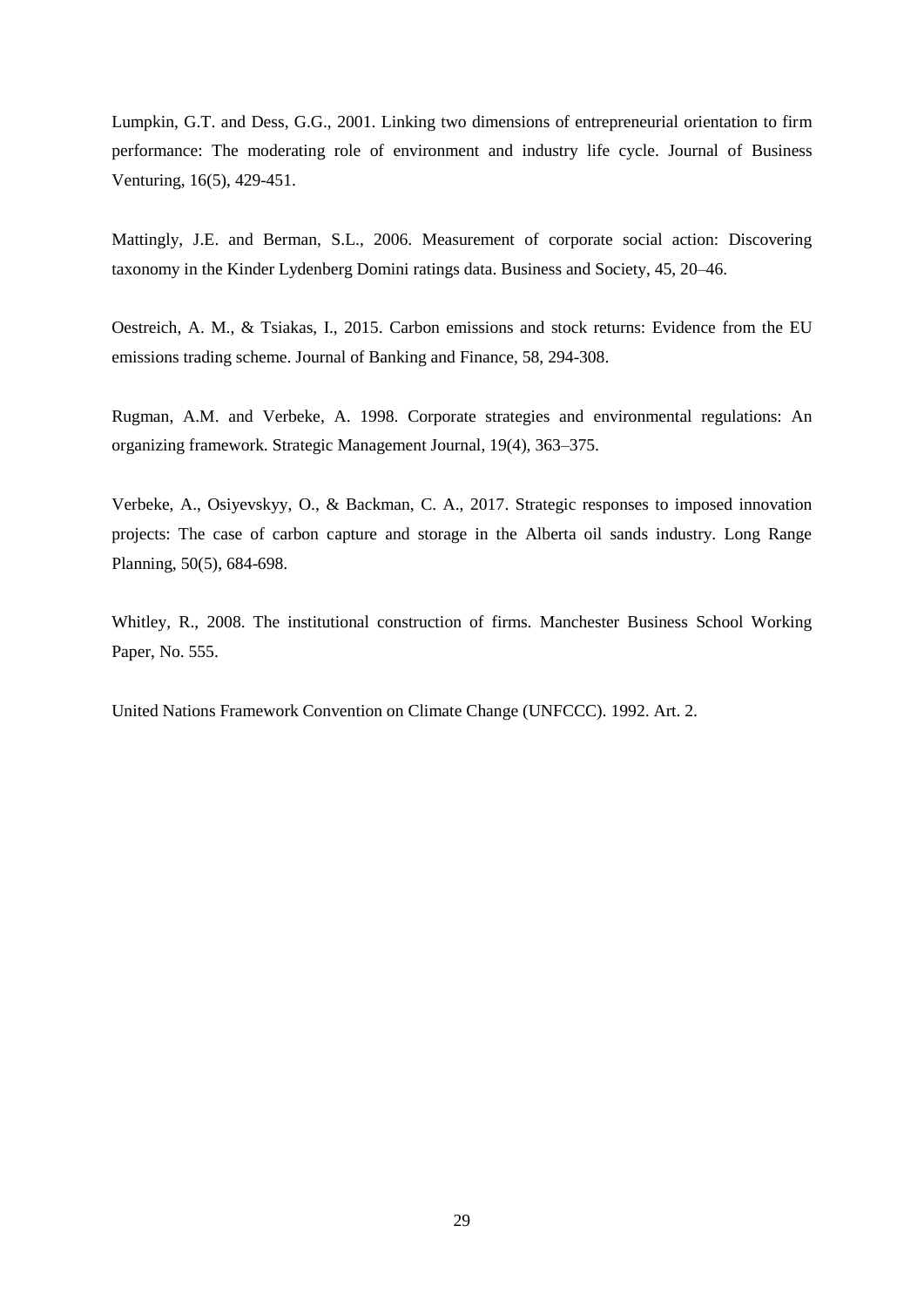Lumpkin, G.T. and Dess, G.G., 2001. Linking two dimensions of entrepreneurial orientation to firm performance: The moderating role of environment and industry life cycle. Journal of Business Venturing, 16(5), 429-451.

Mattingly, J.E. and Berman, S.L., 2006. Measurement of corporate social action: Discovering taxonomy in the Kinder Lydenberg Domini ratings data. Business and Society, 45, 20–46.

Oestreich, A. M., & Tsiakas, I., 2015. Carbon emissions and stock returns: Evidence from the EU emissions trading scheme. Journal of Banking and Finance, 58, 294-308.

Rugman, A.M. and Verbeke, A. 1998. Corporate strategies and environmental regulations: An organizing framework. Strategic Management Journal, 19(4), 363–375.

Verbeke, A., Osiyevskyy, O., & Backman, C. A., 2017. Strategic responses to imposed innovation projects: The case of carbon capture and storage in the Alberta oil sands industry. Long Range Planning, 50(5), 684-698.

Whitley, R., 2008. The institutional construction of firms. Manchester Business School Working Paper, No. 555.

United Nations Framework Convention on Climate Change (UNFCCC). 1992. Art. 2.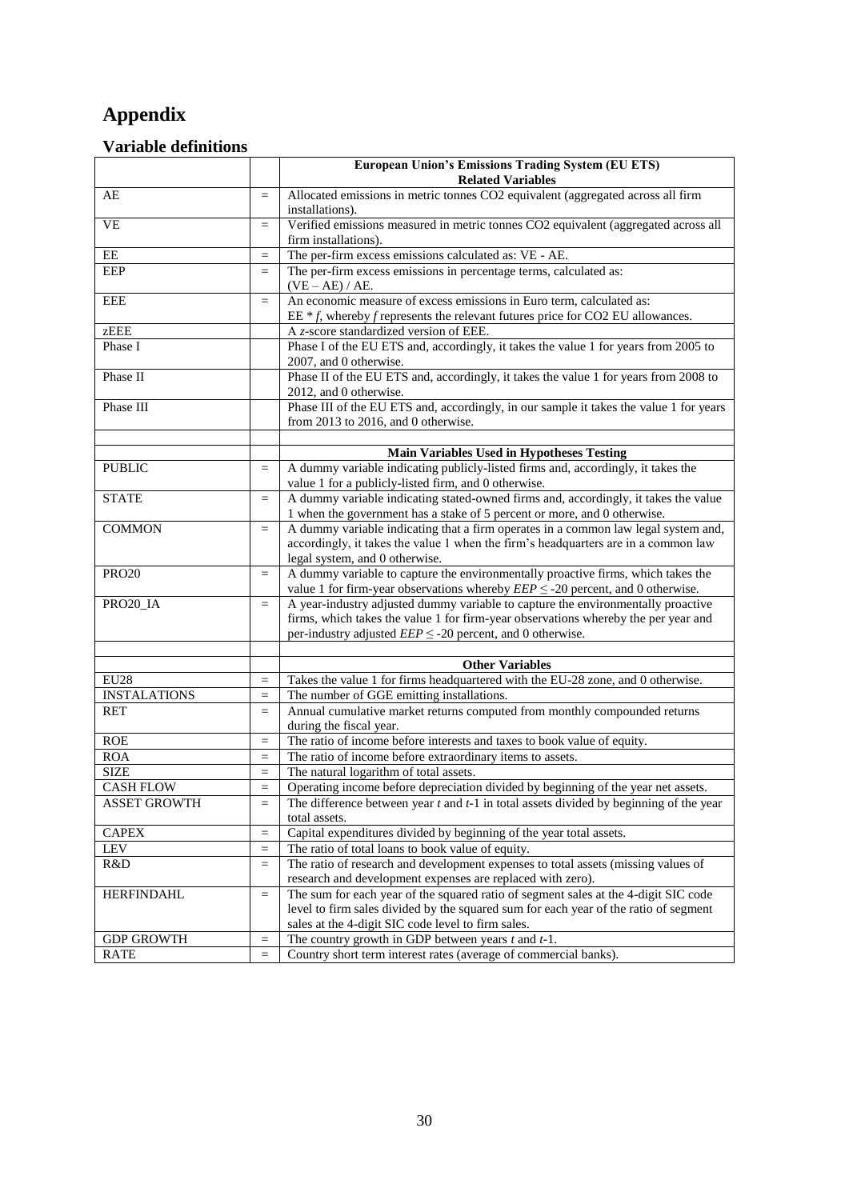# Appendix

## Variable definitions

| | | European Union's Emissions Trading System (EU ETS) Related Variables |
|---|---|---|
| AE | = | Allocated emissions in metric tonnes CO2 equivalent (aggregated across all firm installations). |
| VE | = | Verified emissions measured in metric tonnes CO2 equivalent (aggregated across all firm installations). |
| EE | = | The per-firm excess emissions calculated as: VE - AE. |
| EEP | = | The per-firm excess emissions in percentage terms, calculated as: (VE – AE) / AE. |
| EEE | = | An economic measure of excess emissions in Euro term, calculated as: EE * *f*, whereby *f* represents the relevant futures price for CO2 EU allowances. |
| zEEE | | A *z*-score standardized version of EEE. |
| Phase I | | Phase I of the EU ETS and, accordingly, it takes the value 1 for years from 2005 to 2007, and 0 otherwise. |
| Phase II | | Phase II of the EU ETS and, accordingly, it takes the value 1 for years from 2008 to 2012, and 0 otherwise. |
| Phase III | | Phase III of the EU ETS and, accordingly, in our sample it takes the value 1 for years from 2013 to 2016, and 0 otherwise. |
| | | |
| | | **Main Variables Used in Hypotheses Testing** |
| PUBLIC | = | A dummy variable indicating publicly-listed firms and, accordingly, it takes the value 1 for a publicly-listed firm, and 0 otherwise. |
| STATE | = | A dummy variable indicating stated-owned firms and, accordingly, it takes the value 1 when the government has a stake of 5 percent or more, and 0 otherwise. |
| COMMON | = | A dummy variable indicating that a firm operates in a common law legal system and, accordingly, it takes the value 1 when the firm's headquarters are in a common law legal system, and 0 otherwise. |
| PRO20 | = | A dummy variable to capture the environmentally proactive firms, which takes the value 1 for firm-year observations whereby *EEP* ≤ -20 percent, and 0 otherwise. |
| PRO20_IA | = | A year-industry adjusted dummy variable to capture the environmentally proactive firms, which takes the value 1 for firm-year observations whereby the per year and per-industry adjusted *EEP* ≤ -20 percent, and 0 otherwise. |
| | | |
| | | **Other Variables** |
| EU28 | = | Takes the value 1 for firms headquartered with the EU-28 zone, and 0 otherwise. |
| INSTALATIONS | = | The number of GGE emitting installations. |
| RET | = | Annual cumulative market returns computed from monthly compounded returns during the fiscal year. |
| ROE | = | The ratio of income before interests and taxes to book value of equity. |
| ROA | = | The ratio of income before extraordinary items to assets. |
| SIZE | = | The natural logarithm of total assets. |
| CASH FLOW | = | Operating income before depreciation divided by beginning of the year net assets. |
| ASSET GROWTH | = | The difference between year *t* and *t*-1 in total assets divided by beginning of the year total assets. |
| CAPEX | = | Capital expenditures divided by beginning of the year total assets. |
| LEV | = | The ratio of total loans to book value of equity. |
| R&D | = | The ratio of research and development expenses to total assets (missing values of research and development expenses are replaced with zero). |
| HERFINDAHL | = | The sum for each year of the squared ratio of segment sales at the 4-digit SIC code level to firm sales divided by the squared sum for each year of the ratio of segment sales at the 4-digit SIC code level to firm sales. |
| GDP GROWTH | = | The country growth in GDP between years *t* and *t*-1. |
| RATE | = | Country short term interest rates (average of commercial banks). |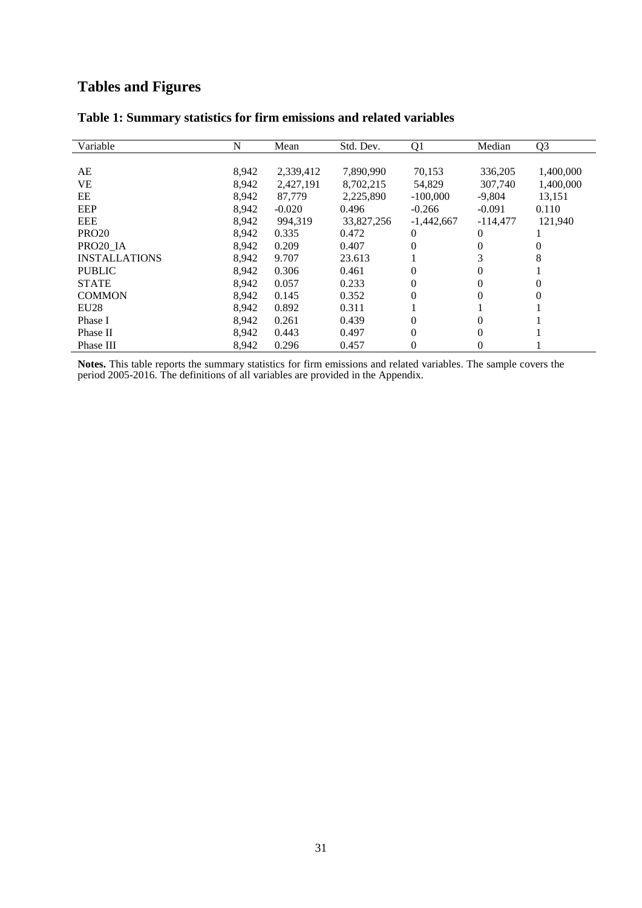# Tables and Figures

## Table 1: Summary statistics for firm emissions and related variables

| Variable | N | Mean | Std. Dev. | Q1 | Median | Q3 |
|---|---|---|---|---|---|---|
| AE | 8,942 | 2,339,412 | 7,890,990 | 70,153 | 336,205 | 1,400,000 |
| VE | 8,942 | 2,427,191 | 8,702,215 | 54,829 | 307,740 | 1,400,000 |
| EE | 8,942 | 87,779 | 2,225,890 | -100,000 | -9,804 | 13,151 |
| EEP | 8,942 | -0.020 | 0.496 | -0.266 | -0.091 | 0.110 |
| EEE | 8,942 | 994,319 | 33,827,256 | -1,442,667 | -114,477 | 121,940 |
| PRO20 | 8,942 | 0.335 | 0.472 | 0 | 0 | 1 |
| PRO20_IA | 8,942 | 0.209 | 0.407 | 0 | 0 | 0 |
| INSTALLATIONS | 8,942 | 9.707 | 23.613 | 1 | 3 | 8 |
| PUBLIC | 8,942 | 0.306 | 0.461 | 0 | 0 | 1 |
| STATE | 8,942 | 0.057 | 0.233 | 0 | 0 | 0 |
| COMMON | 8,942 | 0.145 | 0.352 | 0 | 0 | 0 |
| EU28 | 8,942 | 0.892 | 0.311 | 1 | 1 | 1 |
| Phase I | 8,942 | 0.261 | 0.439 | 0 | 0 | 1 |
| Phase II | 8,942 | 0.443 | 0.497 | 0 | 0 | 1 |
| Phase III | 8,942 | 0.296 | 0.457 | 0 | 0 | 1 |

**Notes.** This table reports the summary statistics for firm emissions and related variables. The sample covers the period 2005-2016. The definitions of all variables are provided in the Appendix.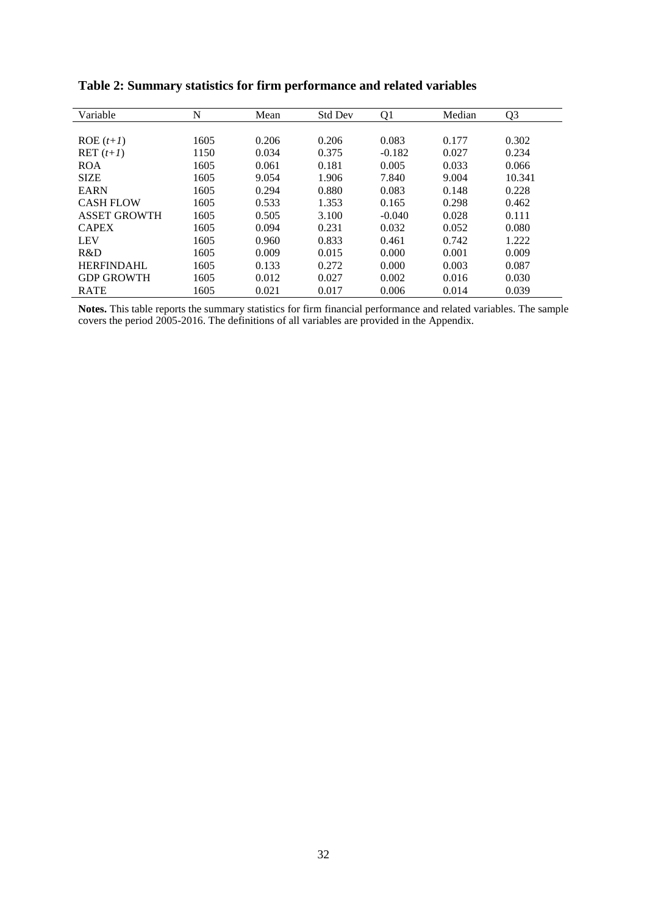**Table 2: Summary statistics for firm performance and related variables**

| Variable | N | Mean | Std Dev | Q1 | Median | Q3 |
|---|---|---|---|---|---|---|
| ROE (*t+1*) | 1605 | 0.206 | 0.206 | 0.083 | 0.177 | 0.302 |
| RET (*t+1*) | 1150 | 0.034 | 0.375 | -0.182 | 0.027 | 0.234 |
| ROA | 1605 | 0.061 | 0.181 | 0.005 | 0.033 | 0.066 |
| SIZE | 1605 | 9.054 | 1.906 | 7.840 | 9.004 | 10.341 |
| EARN | 1605 | 0.294 | 0.880 | 0.083 | 0.148 | 0.228 |
| CASH FLOW | 1605 | 0.533 | 1.353 | 0.165 | 0.298 | 0.462 |
| ASSET GROWTH | 1605 | 0.505 | 3.100 | -0.040 | 0.028 | 0.111 |
| CAPEX | 1605 | 0.094 | 0.231 | 0.032 | 0.052 | 0.080 |
| LEV | 1605 | 0.960 | 0.833 | 0.461 | 0.742 | 1.222 |
| R&D | 1605 | 0.009 | 0.015 | 0.000 | 0.001 | 0.009 |
| HERFINDAHL | 1605 | 0.133 | 0.272 | 0.000 | 0.003 | 0.087 |
| GDP GROWTH | 1605 | 0.012 | 0.027 | 0.002 | 0.016 | 0.030 |
| RATE | 1605 | 0.021 | 0.017 | 0.006 | 0.014 | 0.039 |

**Notes.** This table reports the summary statistics for firm financial performance and related variables. The sample covers the period 2005-2016. The definitions of all variables are provided in the Appendix.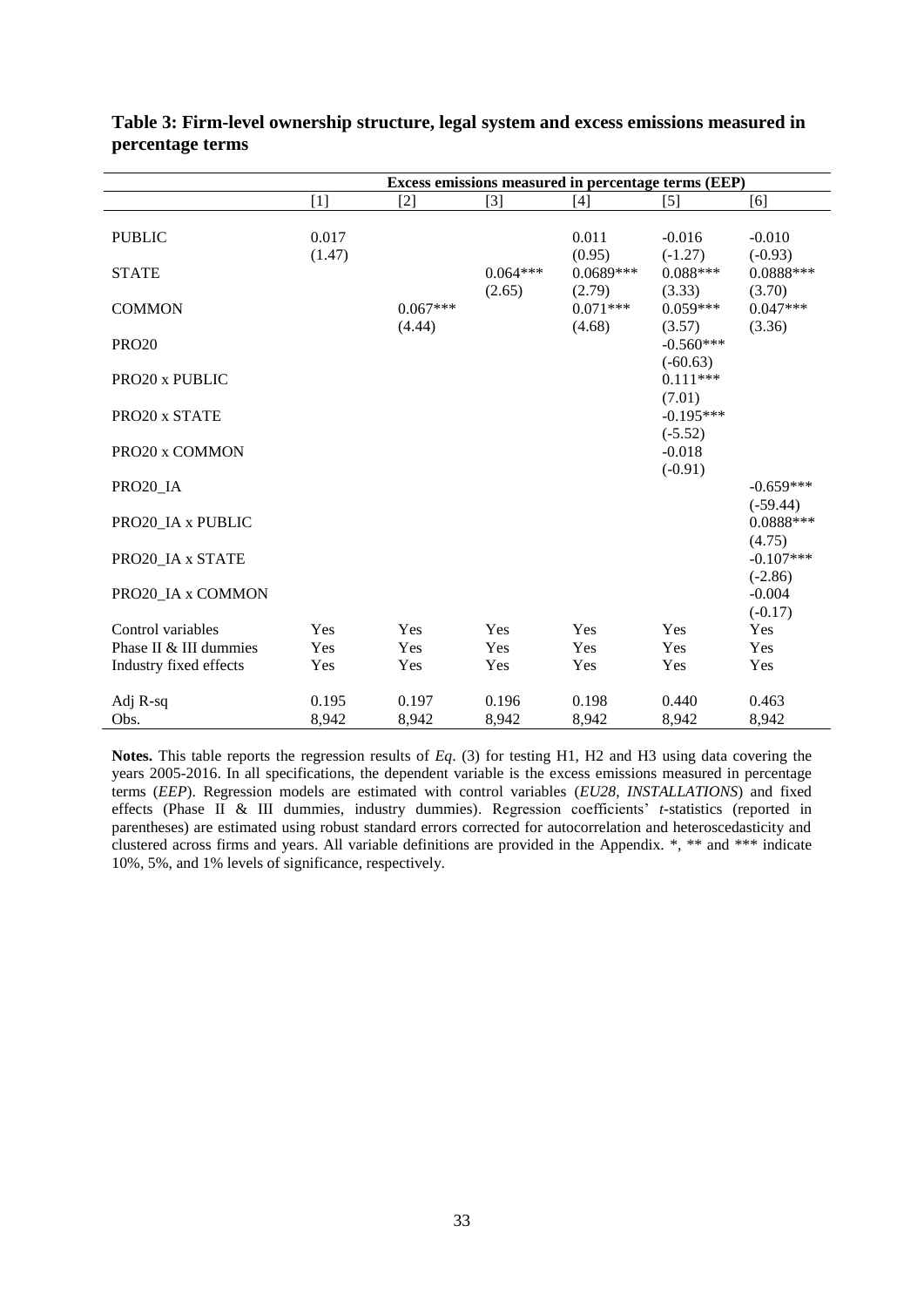**Table 3: Firm-level ownership structure, legal system and excess emissions measured in percentage terms**

| | Excess emissions measured in percentage terms (EEP) | | | | | |
|---|---|---|---|---|---|---|
| | [1] | [2] | [3] | [4] | [5] | [6] |
| PUBLIC | 0.017 | | | 0.011 | -0.016 | -0.010 |
| | (1.47) | | | (0.95) | (-1.27) | (-0.93) |
| STATE | | | 0.064*** | 0.0689*** | 0.088*** | 0.0888*** |
| | | | (2.65) | (2.79) | (3.33) | (3.70) |
| COMMON | | 0.067*** | | 0.071*** | 0.059*** | 0.047*** |
| | | (4.44) | | (4.68) | (3.57) | (3.36) |
| PRO20 | | | | | -0.560*** | |
| | | | | | (-60.63) | |
| PRO20 x PUBLIC | | | | | 0.111*** | |
| | | | | | (7.01) | |
| PRO20 x STATE | | | | | -0.195*** | |
| | | | | | (-5.52) | |
| PRO20 x COMMON | | | | | -0.018 | |
| | | | | | (-0.91) | |
| PRO20_IA | | | | | | -0.659*** |
| | | | | | | (-59.44) |
| PRO20_IA x PUBLIC | | | | | | 0.0888*** |
| | | | | | | (4.75) |
| PRO20_IA x STATE | | | | | | -0.107*** |
| | | | | | | (-2.86) |
| PRO20_IA x COMMON | | | | | | -0.004 |
| | | | | | | (-0.17) |
| Control variables | Yes | Yes | Yes | Yes | Yes | Yes |
| Phase II & III dummies | Yes | Yes | Yes | Yes | Yes | Yes |
| Industry fixed effects | Yes | Yes | Yes | Yes | Yes | Yes |
| Adj R-sq | 0.195 | 0.197 | 0.196 | 0.198 | 0.440 | 0.463 |
| Obs. | 8,942 | 8,942 | 8,942 | 8,942 | 8,942 | 8,942 |

**Notes.** This table reports the regression results of *Eq*. (3) for testing H1, H2 and H3 using data covering the years 2005-2016. In all specifications, the dependent variable is the excess emissions measured in percentage terms (*EEP*). Regression models are estimated with control variables (*EU28*, *INSTALLATIONS*) and fixed effects (Phase II & III dummies, industry dummies). Regression coefficients' *t*-statistics (reported in parentheses) are estimated using robust standard errors corrected for autocorrelation and heteroscedasticity and clustered across firms and years. All variable definitions are provided in the Appendix. *, ** and *** indicate 10%, 5%, and 1% levels of significance, respectively.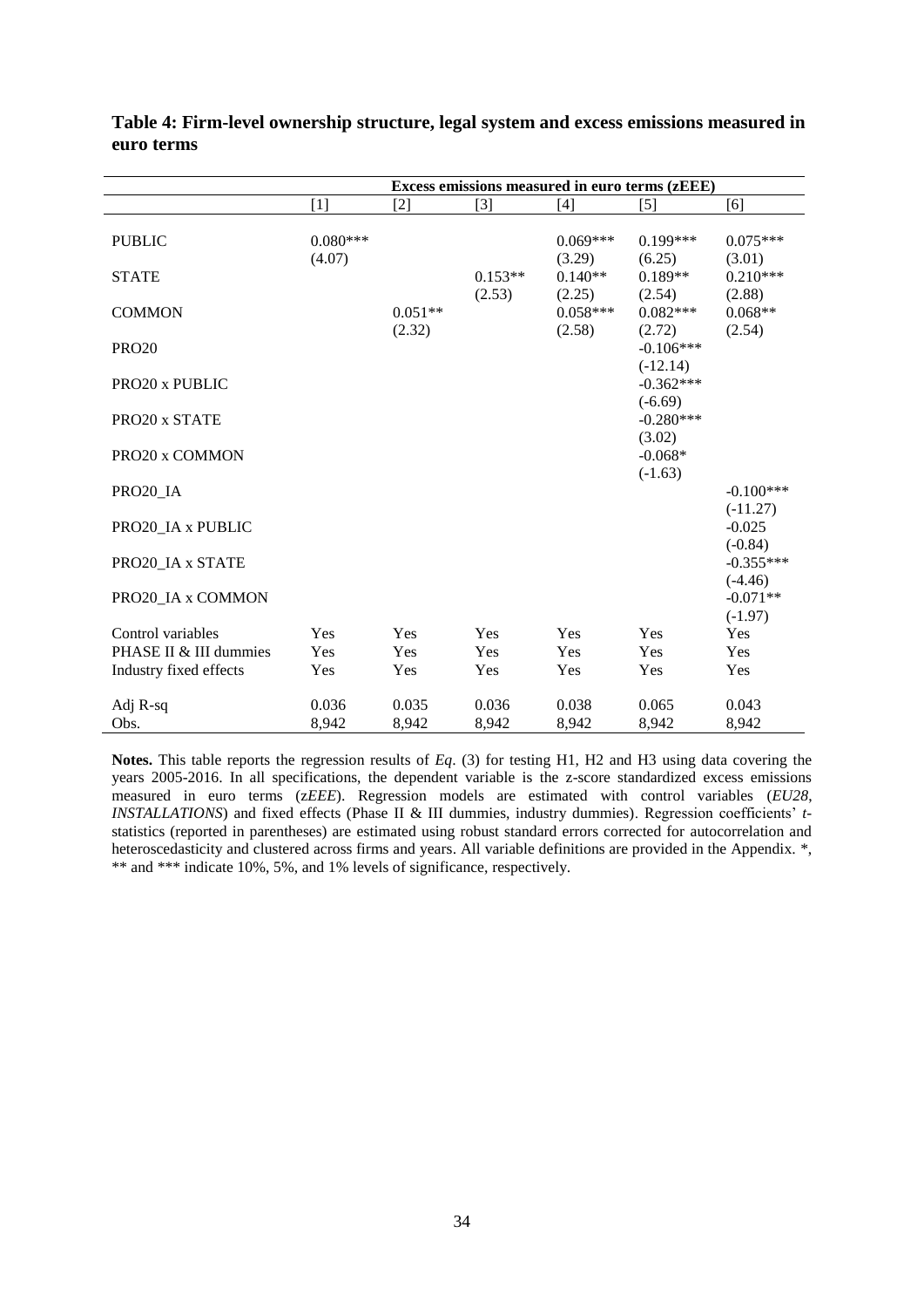**Table 4: Firm-level ownership structure, legal system and excess emissions measured in euro terms**

| | Excess emissions measured in euro terms (zEEE) | | | | | |
|---|---|---|---|---|---|---|
| | [1] | [2] | [3] | [4] | [5] | [6] |
| PUBLIC | 0.080*** | | | 0.069*** | 0.199*** | 0.075*** |
| | (4.07) | | | (3.29) | (6.25) | (3.01) |
| STATE | | | 0.153** | 0.140** | 0.189** | 0.210*** |
| | | | (2.53) | (2.25) | (2.54) | (2.88) |
| COMMON | | 0.051** | | 0.058*** | 0.082*** | 0.068** |
| | | (2.32) | | (2.58) | (2.72) | (2.54) |
| PRO20 | | | | | -0.106*** | |
| | | | | | (-12.14) | |
| PRO20 x PUBLIC | | | | | -0.362*** | |
| | | | | | (-6.69) | |
| PRO20 x STATE | | | | | -0.280*** | |
| | | | | | (3.02) | |
| PRO20 x COMMON | | | | | -0.068* | |
| | | | | | (-1.63) | |
| PRO20_IA | | | | | | -0.100*** |
| | | | | | | (-11.27) |
| PRO20_IA x PUBLIC | | | | | | -0.025 |
| | | | | | | (-0.84) |
| PRO20_IA x STATE | | | | | | -0.355*** |
| | | | | | | (-4.46) |
| PRO20_IA x COMMON | | | | | | -0.071** |
| | | | | | | (-1.97) |
| Control variables | Yes | Yes | Yes | Yes | Yes | Yes |
| PHASE II & III dummies | Yes | Yes | Yes | Yes | Yes | Yes |
| Industry fixed effects | Yes | Yes | Yes | Yes | Yes | Yes |
| Adj R-sq | 0.036 | 0.035 | 0.036 | 0.038 | 0.065 | 0.043 |
| Obs. | 8,942 | 8,942 | 8,942 | 8,942 | 8,942 | 8,942 |

**Notes.** This table reports the regression results of *Eq*. (3) for testing H1, H2 and H3 using data covering the years 2005-2016. In all specifications, the dependent variable is the z-score standardized excess emissions measured in euro terms (z*EEE*). Regression models are estimated with control variables (*EU28*, *INSTALLATIONS*) and fixed effects (Phase II & III dummies, industry dummies). Regression coefficients' *t*-statistics (reported in parentheses) are estimated using robust standard errors corrected for autocorrelation and heteroscedasticity and clustered across firms and years. All variable definitions are provided in the Appendix. *, ** and *** indicate 10%, 5%, and 1% levels of significance, respectively.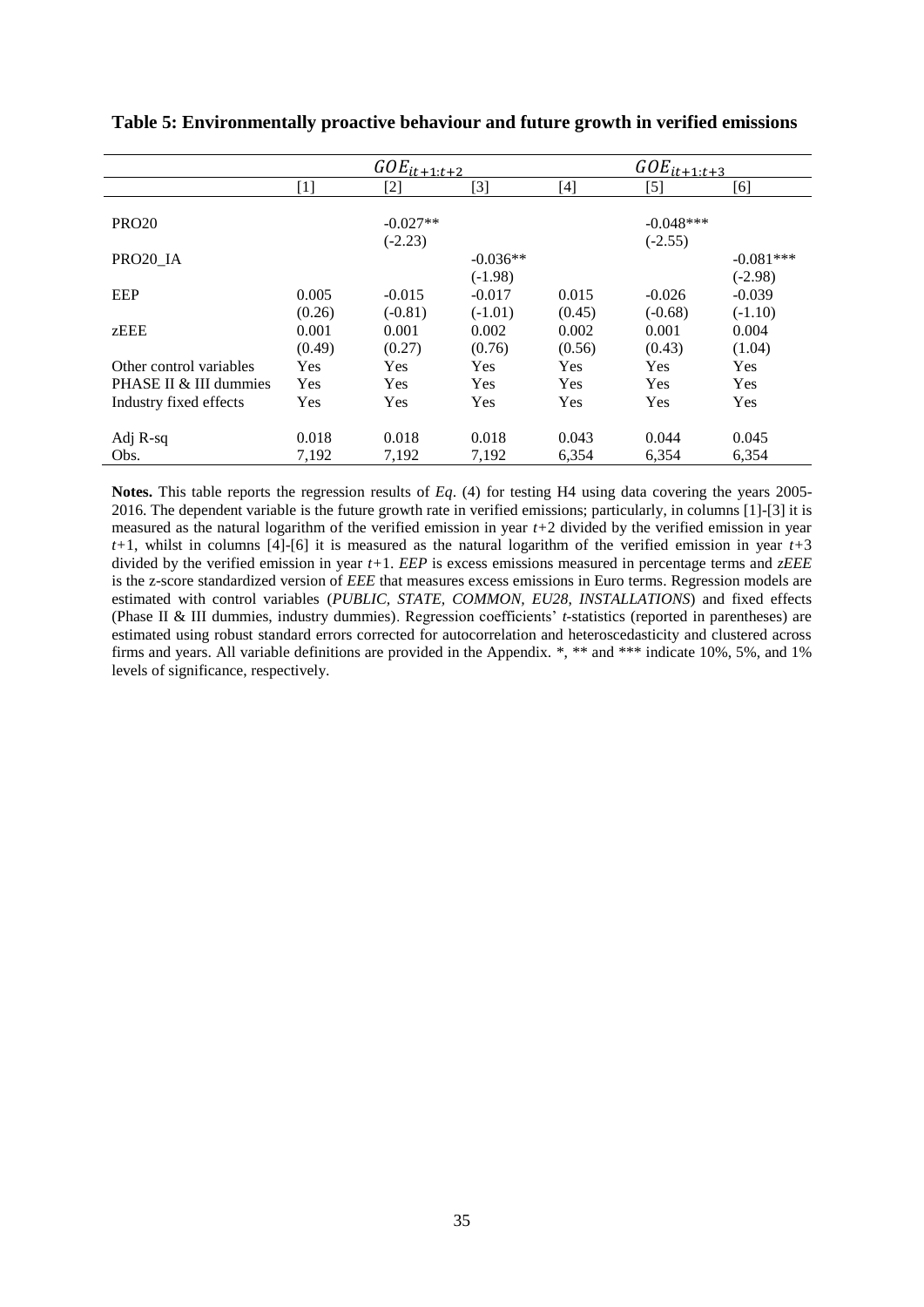**Table 5: Environmentally proactive behaviour and future growth in verified emissions**

| | $GOE_{it+1:t+2}$ | | | $GOE_{it+1:t+3}$ | | |
|---|---|---|---|---|---|---|
| | [1] | [2] | [3] | [4] | [5] | [6] |
| PRO20 | | -0.027** | | | -0.048*** | |
| | | (-2.23) | | | (-2.55) | |
| PRO20_IA | | | -0.036** | | | -0.081*** |
| | | | (-1.98) | | | (-2.98) |
| EEP | 0.005 | -0.015 | -0.017 | 0.015 | -0.026 | -0.039 |
| | (0.26) | (-0.81) | (-1.01) | (0.45) | (-0.68) | (-1.10) |
| zEEE | 0.001 | 0.001 | 0.002 | 0.002 | 0.001 | 0.004 |
| | (0.49) | (0.27) | (0.76) | (0.56) | (0.43) | (1.04) |
| Other control variables | Yes | Yes | Yes | Yes | Yes | Yes |
| PHASE II & III dummies | Yes | Yes | Yes | Yes | Yes | Yes |
| Industry fixed effects | Yes | Yes | Yes | Yes | Yes | Yes |
| Adj R-sq | 0.018 | 0.018 | 0.018 | 0.043 | 0.044 | 0.045 |
| Obs. | 7,192 | 7,192 | 7,192 | 6,354 | 6,354 | 6,354 |

**Notes.** This table reports the regression results of *Eq*. (4) for testing H4 using data covering the years 2005-2016. The dependent variable is the future growth rate in verified emissions; particularly, in columns [1]-[3] it is measured as the natural logarithm of the verified emission in year $t+2$ divided by the verified emission in year $t+1$, whilst in columns [4]-[6] it is measured as the natural logarithm of the verified emission in year $t+3$ divided by the verified emission in year $t+1$. *EEP* is excess emissions measured in percentage terms and *zEEE* is the z-score standardized version of *EEE* that measures excess emissions in Euro terms. Regression models are estimated with control variables (*PUBLIC, STATE, COMMON, EU28, INSTALLATIONS*) and fixed effects (Phase II & III dummies, industry dummies). Regression coefficients' *t*-statistics (reported in parentheses) are estimated using robust standard errors corrected for autocorrelation and heteroscedasticity and clustered across firms and years. All variable definitions are provided in the Appendix. *, ** and *** indicate 10%, 5%, and 1% levels of significance, respectively.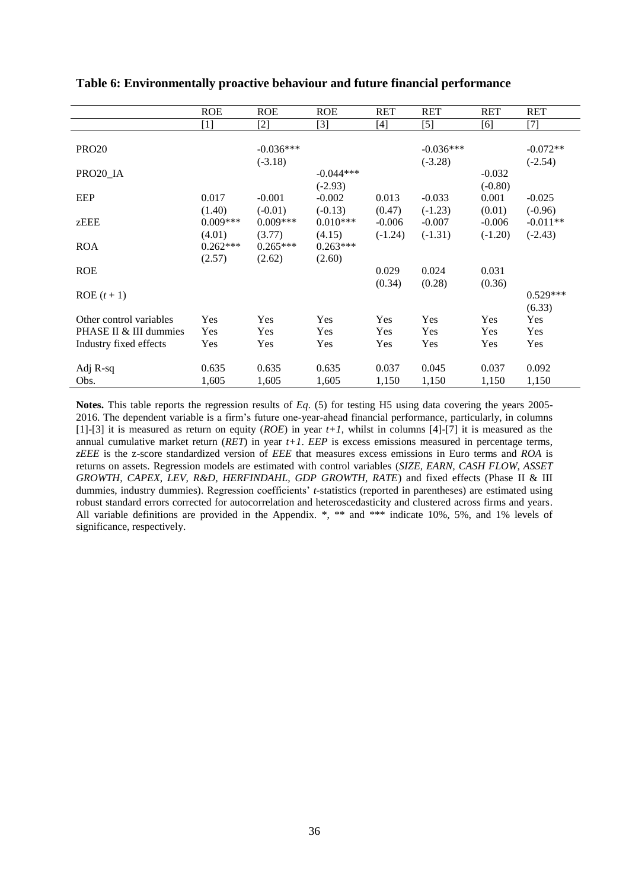**Table 6: Environmentally proactive behaviour and future financial performance**

| | ROE | ROE | ROE | RET | RET | RET | RET |
|---|---|---|---|---|---|---|---|
| | [1] | [2] | [3] | [4] | [5] | [6] | [7] |
| PRO20 | | -0.036*** | | | -0.036*** | | -0.072** |
| | | (-3.18) | | | (-3.28) | | (-2.54) |
| PRO20_IA | | | -0.044*** | | | -0.032 | |
| | | | (-2.93) | | | (-0.80) | |
| EEP | 0.017 | -0.001 | -0.002 | 0.013 | -0.033 | 0.001 | -0.025 |
| | (1.40) | (-0.01) | (-0.13) | (0.47) | (-1.23) | (0.01) | (-0.96) |
| zEEE | 0.009*** | 0.009*** | 0.010*** | -0.006 | -0.007 | -0.006 | -0.011** |
| | (4.01) | (3.77) | (4.15) | (-1.24) | (-1.31) | (-1.20) | (-2.43) |
| ROA | 0.262*** | 0.265*** | 0.263*** | | | | |
| | (2.57) | (2.62) | (2.60) | | | | |
| ROE | | | | 0.029 | 0.024 | 0.031 | |
| | | | | (0.34) | (0.28) | (0.36) | |
| ROE $(t+1)$ | | | | | | | 0.529*** |
| | | | | | | | (6.33) |
| Other control variables | Yes | Yes | Yes | Yes | Yes | Yes | Yes |
| PHASE II & III dummies | Yes | Yes | Yes | Yes | Yes | Yes | Yes |
| Industry fixed effects | Yes | Yes | Yes | Yes | Yes | Yes | Yes |
| Adj R-sq | 0.635 | 0.635 | 0.635 | 0.037 | 0.045 | 0.037 | 0.092 |
| Obs. | 1,605 | 1,605 | 1,605 | 1,150 | 1,150 | 1,150 | 1,150 |

**Notes.** This table reports the regression results of *Eq*. (5) for testing H5 using data covering the years 2005-2016. The dependent variable is a firm's future one-year-ahead financial performance, particularly, in columns [1]-[3] it is measured as return on equity (*ROE*) in year $t+1$, whilst in columns [4]-[7] it is measured as the annual cumulative market return (*RET*) in year $t+1$. *EEP* is excess emissions measured in percentage terms, *zEEE* is the z-score standardized version of *EEE* that measures excess emissions in Euro terms and *ROA* is returns on assets. Regression models are estimated with control variables (*SIZE, EARN, CASH FLOW, ASSET GROWTH, CAPEX, LEV, R&D, HERFINDAHL, GDP GROWTH, RATE*) and fixed effects (Phase II & III dummies, industry dummies). Regression coefficients' *t*-statistics (reported in parentheses) are estimated using robust standard errors corrected for autocorrelation and heteroscedasticity and clustered across firms and years. All variable definitions are provided in the Appendix. *, ** and *** indicate 10%, 5%, and 1% levels of significance, respectively.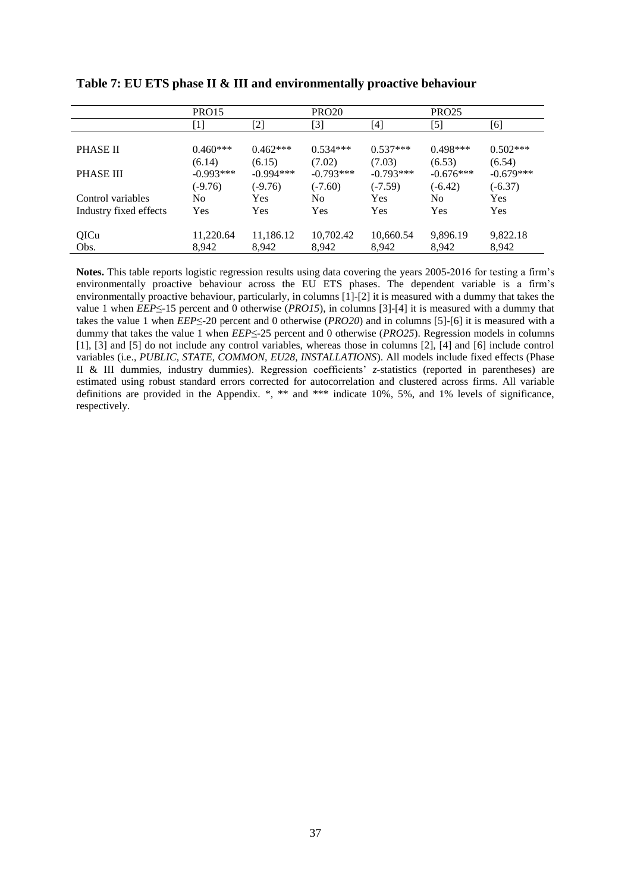**Table 7: EU ETS phase II & III and environmentally proactive behaviour**

| | PRO15 | | PRO20 | | PRO25 | |
|---|---|---|---|---|---|---|
| | [1] | [2] | [3] | [4] | [5] | [6] |
| PHASE II | 0.460*** | 0.462*** | 0.534*** | 0.537*** | 0.498*** | 0.502*** |
| | (6.14) | (6.15) | (7.02) | (7.03) | (6.53) | (6.54) |
| PHASE III | -0.993*** | -0.994*** | -0.793*** | -0.793*** | -0.676*** | -0.679*** |
| | (-9.76) | (-9.76) | (-7.60) | (-7.59) | (-6.42) | (-6.37) |
| Control variables | No | Yes | No | Yes | No | Yes |
| Industry fixed effects | Yes | Yes | Yes | Yes | Yes | Yes |
| QICu | 11,220.64 | 11,186.12 | 10,702.42 | 10,660.54 | 9,896.19 | 9,822.18 |
| Obs. | 8,942 | 8,942 | 8,942 | 8,942 | 8,942 | 8,942 |

**Notes.** This table reports logistic regression results using data covering the years 2005-2016 for testing a firm's environmentally proactive behaviour across the EU ETS phases. The dependent variable is a firm's environmentally proactive behaviour, particularly, in columns [1]-[2] it is measured with a dummy that takes the value 1 when *EEP*≤-15 percent and 0 otherwise (*PRO15*), in columns [3]-[4] it is measured with a dummy that takes the value 1 when *EEP*≤-20 percent and 0 otherwise (*PRO20*) and in columns [5]-[6] it is measured with a dummy that takes the value 1 when *EEP*≤-25 percent and 0 otherwise (*PRO25*). Regression models in columns [1], [3] and [5] do not include any control variables, whereas those in columns [2], [4] and [6] include control variables (i.e., *PUBLIC, STATE, COMMON, EU28, INSTALLATIONS*). All models include fixed effects (Phase II & III dummies, industry dummies). Regression coefficients' *z*-statistics (reported in parentheses) are estimated using robust standard errors corrected for autocorrelation and clustered across firms. All variable definitions are provided in the Appendix. *, ** and *** indicate 10%, 5%, and 1% levels of significance, respectively.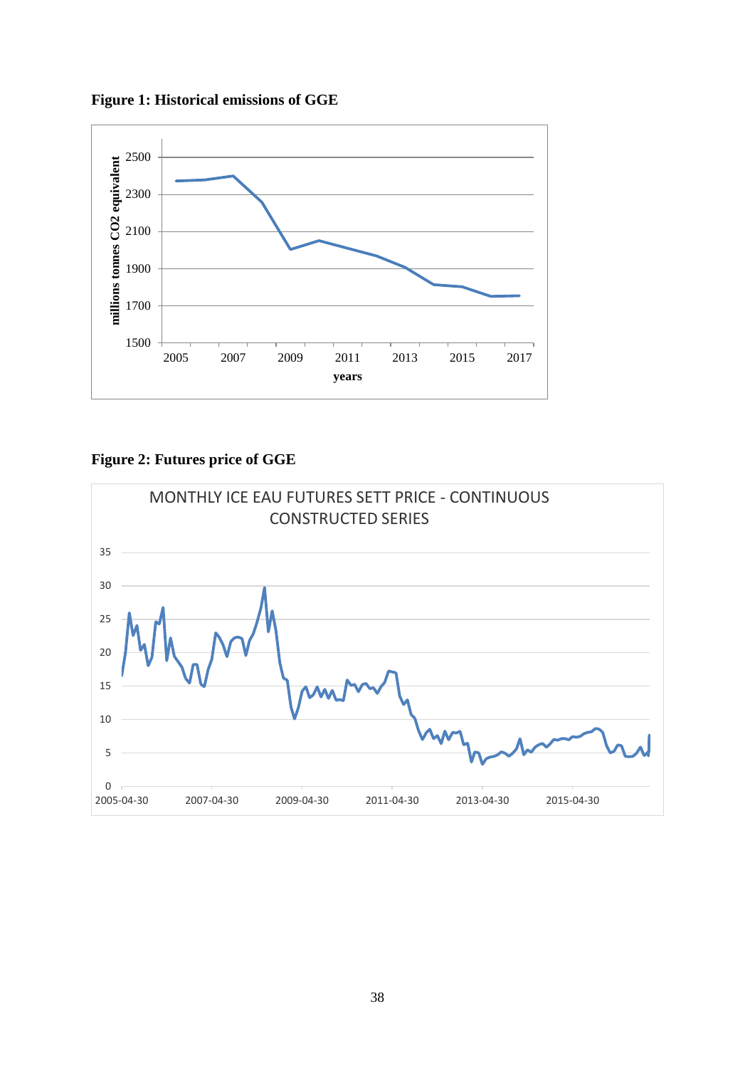**Figure 1: Historical emissions of GGE**

millions tonnes CO2 equivalent

2500
2300
2100
1900
1700
1500

2005
2007
2009
2011
2013
2015
2017

years

**Figure 2: Futures price of GGE**

MONTHLY ICE EAU FUTURES SETT PRICE - CONTINUOUS CONSTRUCTED SERIES

35
30
25
20
15
10
5
0

2005-04-30
2007-04-30
2009-04-30
2011-04-30
2013-04-30
2015-04-30